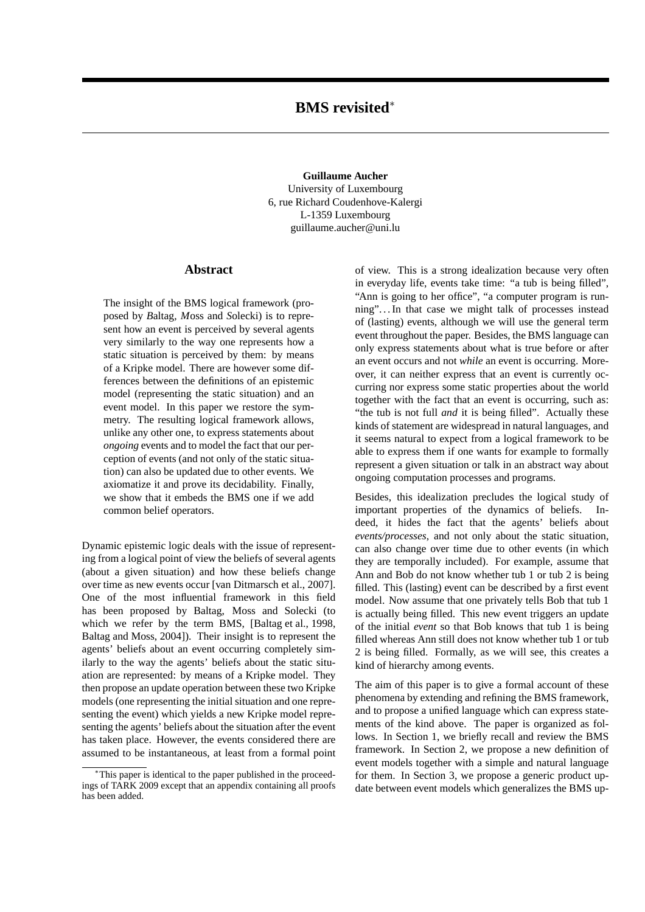# BMS revisited*

**Guillaume Aucher**
University of Luxembourg
6, rue Richard Coudenhove-Kalergi
L-1359 Luxembourg
guillaume.aucher@uni.lu

## Abstract

The insight of the BMS logical framework (proposed by *B*altag, *M*oss and *S*olecki) is to represent how an event is perceived by several agents very similarly to the way one represents how a static situation is perceived by them: by means of a Kripke model. There are however some differences between the definitions of an epistemic model (representing the static situation) and an event model. In this paper we restore the symmetry. The resulting logical framework allows, unlike any other one, to express statements about *ongoing* events and to model the fact that our perception of events (and not only of the static situation) can also be updated due to other events. We axiomatize it and prove its decidability. Finally, we show that it embeds the BMS one if we add common belief operators.

Dynamic epistemic logic deals with the issue of representing from a logical point of view the beliefs of several agents (about a given situation) and how these beliefs change over time as new events occur [van Ditmarsch et al., 2007]. One of the most influential framework in this field has been proposed by Baltag, Moss and Solecki (to which we refer by the term BMS, [Baltag et al., 1998, Baltag and Moss, 2004]). Their insight is to represent the agents' beliefs about an event occurring completely similarly to the way the agents' beliefs about the static situation are represented: by means of a Kripke model. They then propose an update operation between these two Kripke models (one representing the initial situation and one representing the event) which yields a new Kripke model representing the agents' beliefs about the situation after the event has taken place. However, the events considered there are assumed to be instantaneous, at least from a formal point of view. This is a strong idealization because very often in everyday life, events take time: "a tub is being filled", "Ann is going to her office", "a computer program is running"... In that case we might talk of processes instead of (lasting) events, although we will use the general term event throughout the paper. Besides, the BMS language can only express statements about what is true before or after an event occurs and not *while* an event is occurring. Moreover, it can neither express that an event is currently occurring nor express some static properties about the world together with the fact that an event is occurring, such as: "the tub is not full *and* it is being filled". Actually these kinds of statement are widespread in natural languages, and it seems natural to expect from a logical framework to be able to express them if one wants for example to formally represent a given situation or talk in an abstract way about ongoing computation processes and programs.

Besides, this idealization precludes the logical study of important properties of the dynamics of beliefs. Indeed, it hides the fact that the agents' beliefs about *events/processes*, and not only about the static situation, can also change over time due to other events (in which they are temporally included). For example, assume that Ann and Bob do not know whether tub 1 or tub 2 is being filled. This (lasting) event can be described by a first event model. Now assume that one privately tells Bob that tub 1 is actually being filled. This new event triggers an update of the initial *event* so that Bob knows that tub 1 is being filled whereas Ann still does not know whether tub 1 or tub 2 is being filled. Formally, as we will see, this creates a kind of hierarchy among events.

The aim of this paper is to give a formal account of these phenomena by extending and refining the BMS framework, and to propose a unified language which can express statements of the kind above. The paper is organized as follows. In Section 1, we briefly recall and review the BMS framework. In Section 2, we propose a new definition of event models together with a simple and natural language for them. In Section 3, we propose a generic product update between event models which generalizes the BMS up-

---

*This paper is identical to the paper published in the proceedings of TARK 2009 except that an appendix containing all proofs has been added.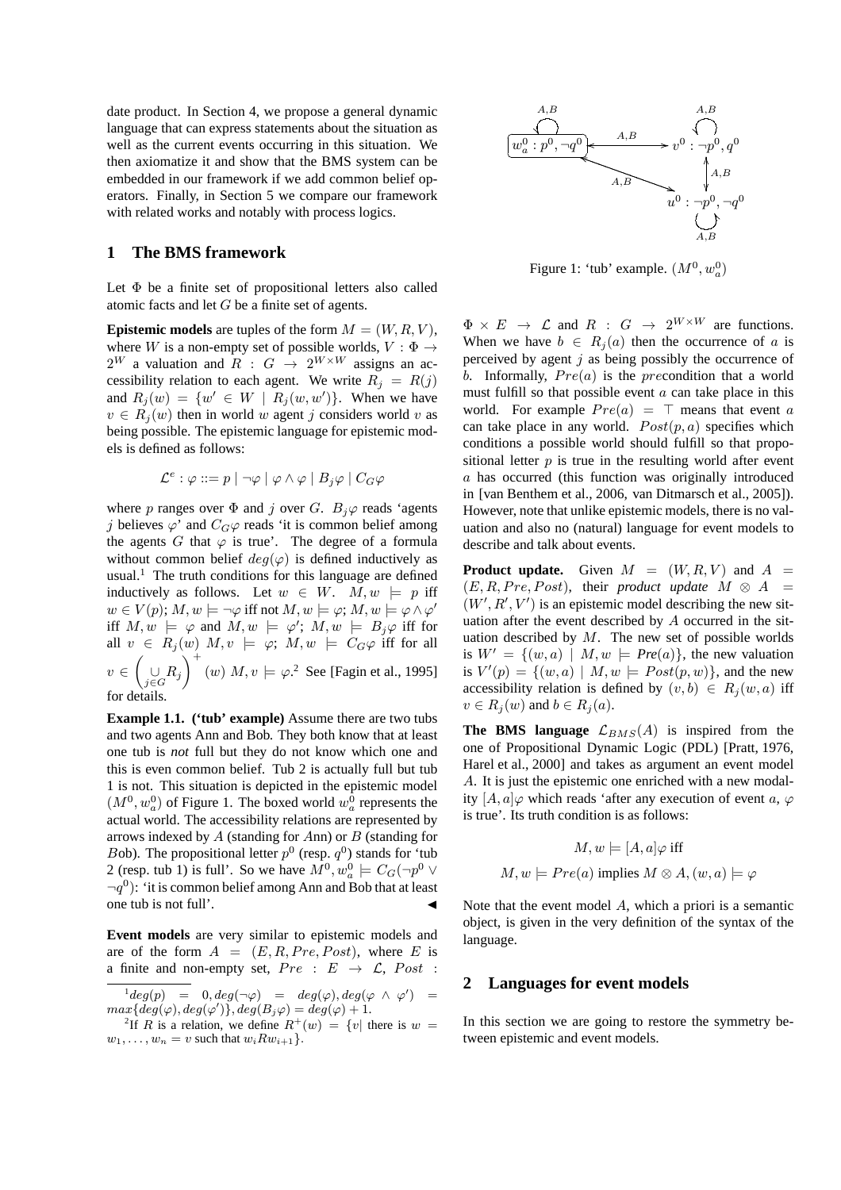date product. In Section 4, we propose a general dynamic language that can express statements about the situation as well as the current events occurring in this situation. We then axiomatize it and show that the BMS system can be embedded in our framework if we add common belief operators. Finally, in Section 5 we compare our framework with related works and notably with process logics.

## 1 The BMS framework

Let $\Phi$ be a finite set of propositional letters also called atomic facts and let $G$ be a finite set of agents.

**Epistemic models** are tuples of the form $M = (W, R, V)$, where $W$ is a non-empty set of possible worlds, $V : \Phi \to 2^W$ a valuation and $R : G \to 2^{W \times W}$ assigns an accessibility relation to each agent. We write $R_j = R(j)$ and $R_j(w) = \{w' \in W \mid R_j(w, w')\}$. When we have $v \in R_j(w)$ then in world $w$ agent $j$ considers world $v$ as being possible. The epistemic language for epistemic models is defined as follows:

$$\mathcal{L}^e : \varphi ::= p \mid \neg\varphi \mid \varphi \wedge \varphi \mid B_j\varphi \mid C_G\varphi$$

where $p$ ranges over $\Phi$ and $j$ over $G$. $B_j\varphi$ reads 'agents $j$ believes $\varphi$' and $C_G\varphi$ reads 'it is common belief among the agents $G$ that $\varphi$ is true'. The degree of a formula without common belief $deg(\varphi)$ is defined inductively as usual.[1] The truth conditions for this language are defined inductively as follows. Let $w \in W$. $M, w \models p$ iff $w \in V(p)$; $M, w \models \neg\varphi$ iff not $M, w \models \varphi$; $M, w \models \varphi \wedge \varphi'$ iff $M, w \models \varphi$ and $M, w \models \varphi'$; $M, w \models B_j\varphi$ iff for all $v \in R_j(w)$ $M, v \models \varphi$; $M, w \models C_G\varphi$ iff for all $v \in \left(\underset{j \in G}{\cup} R_j\right)^+ (w)$ $M, v \models \varphi$.[2] See [Fagin et al., 1995] for details.

**Example 1.1. ('tub' example)** Assume there are two tubs and two agents Ann and Bob. They both know that at least one tub is *not* full but they do not know which one and this is even common belief. Tub 2 is actually full but tub 1 is not. This situation is depicted in the epistemic model $(M^0, w_a^0)$ of Figure 1. The boxed world $w_a^0$ represents the actual world. The accessibility relations are represented by arrows indexed by $A$ (standing for $A$nn) or $B$ (standing for $B$ob). The propositional letter $p^0$ (resp. $q^0$) stands for 'tub 2 (resp. tub 1) is full'. So we have $M^0, w_a^0 \models C_G(\neg p^0 \vee \neg q^0)$: 'it is common belief among Ann and Bob that at least one tub is not full'. ◀

**Event models** are very similar to epistemic models and are of the form $A = (E, R, Pre, Post)$, where $E$ is a finite and non-empty set, $Pre : E \to \mathcal{L}$, $Post : \Phi \times E \to \mathcal{L}$ and $R : G \to 2^{W \times W}$ are functions. When we have $b \in R_j(a)$ then the occurrence of $a$ is perceived by agent $j$ as being possibly the occurrence of $b$. Informally, $Pre(a)$ is the *pre*condition that a world must fulfill so that possible event $a$ can take place in this world. For example $Pre(a) = \top$ means that event $a$ can take place in any world. $Post(p, a)$ specifies which conditions a possible world should fulfill so that propositional letter $p$ is true in the resulting world after event $a$ has occurred (this function was originally introduced in [van Benthem et al., 2006, van Ditmarsch et al., 2005]). However, note that unlike epistemic models, there is no valuation and also no (natural) language for event models to describe and talk about events.

Figure 1: 'tub' example. $(M^0, w_a^0)$

**Product update.** Given $M = (W, R, V)$ and $A = (E, R, Pre, Post)$, their *product update* $M \otimes A = (W', R', V')$ is an epistemic model describing the new situation after the event described by $A$ occurred in the situation described by $M$. The new set of possible worlds is $W' = \{(w, a) \mid M, w \models Pre(a)\}$, the new valuation is $V'(p) = \{(w, a) \mid M, w \models Post(p, w)\}$, and the new accessibility relation is defined by $(v, b) \in R_j(w, a)$ iff $v \in R_j(w)$ and $b \in R_j(a)$.

**The BMS language** $\mathcal{L}_{BMS}(A)$ is inspired from the one of Propositional Dynamic Logic (PDL) [Pratt, 1976, Harel et al., 2000] and takes as argument an event model $A$. It is just the epistemic one enriched with a new modality $[A, a]\varphi$ which reads 'after any execution of event $a$, $\varphi$ is true'. Its truth condition is as follows:

$$M, w \models [A, a]\varphi \text{ iff}$$
$$M, w \models Pre(a) \text{ implies } M \otimes A, (w, a) \models \varphi$$

Note that the event model $A$, which a priori is a semantic object, is given in the very definition of the syntax of the language.

## 2 Languages for event models

In this section we are going to restore the symmetry between epistemic and event models.

---

[1] $deg(p) = 0, deg(\neg\varphi) = deg(\varphi), deg(\varphi \wedge \varphi') = max\{deg(\varphi), deg(\varphi')\}, deg(B_j\varphi) = deg(\varphi) + 1$.

[2] If $R$ is a relation, we define $R^+(w) = \{v \mid$ there is $w = w_1, \ldots, w_n = v$ such that $w_iRw_{i+1}\}$.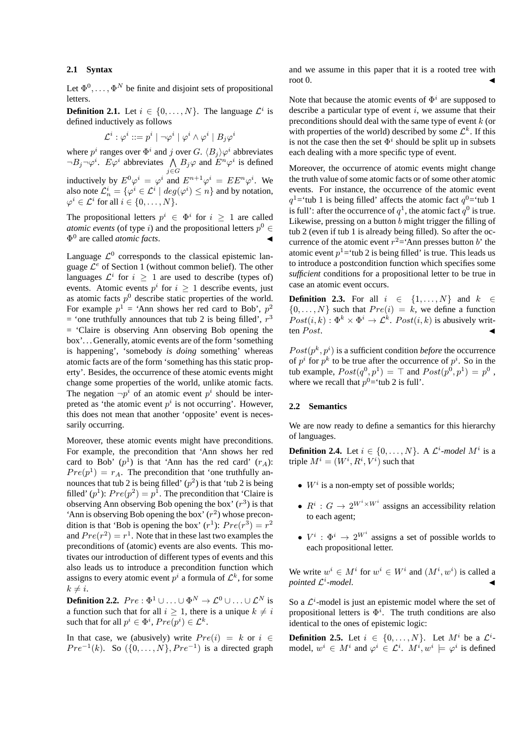### 2.1 Syntax

Let $\Phi^0, \ldots, \Phi^N$ be finite and disjoint sets of propositional letters.

**Definition 2.1.** Let $i \in \{0, \ldots, N\}$. The language $\mathcal{L}^i$ is defined inductively as follows

$$\mathcal{L}^i : \varphi^i ::= p^i \mid \neg\varphi^i \mid \varphi^i \wedge \varphi^i \mid B_j\varphi^i$$

where $p^i$ ranges over $\Phi^i$ and $j$ over $G$. $\langle B_j \rangle \varphi^i$ abbreviates $\neg B_j \neg \varphi^i$. $E\varphi^i$ abbreviates $\bigwedge_{j \in G} B_j \varphi$ and $E^n\varphi^i$ is defined inductively by $E^0\varphi^i = \varphi^i$ and $E^{n+1}\varphi^i = EE^n\varphi^i$. We also note $\mathcal{L}^i_n = \{\varphi^i \in \mathcal{L}^i \mid deg(\varphi^i) \leq n\}$ and by notation, $\varphi^i \in \mathcal{L}^i$ for all $i \in \{0, \ldots, N\}$.

The propositional letters $p^i \in \Phi^i$ for $i \geq 1$ are called *atomic events* (of type $i$) and the propositional letters $p^0 \in \Phi^0$ are called *atomic facts*. ◀

Language $\mathcal{L}^0$ corresponds to the classical epistemic language $\mathcal{L}^e$ of Section 1 (without common belief). The other languages $\mathcal{L}^i$ for $i \geq 1$ are used to describe (types of) events. Atomic events $p^i$ for $i \geq 1$ describe events, just as atomic facts $p^0$ describe static properties of the world. For example $p^1$ = 'Ann shows her red card to Bob', $p^2$ = 'one truthfully announces that tub 2 is being filled', $r^3$ = 'Claire is observing Ann observing Bob opening the box'... Generally, atomic events are of the form 'something is happening', 'somebody *is doing* something' whereas atomic facts are of the form 'something has this static property'. Besides, the occurrence of these atomic events might change some properties of the world, unlike atomic facts. The negation $\neg p^i$ of an atomic event $p^i$ should be interpreted as 'the atomic event $p^i$ is not occurring'. However, this does not mean that another 'opposite' event is necessarily occurring.

Moreover, these atomic events might have preconditions. For example, the precondition that 'Ann shows her red card to Bob' ($p^1$) is that 'Ann has the red card' ($r_A$): $Pre(p^1) = r_A$. The precondition that 'one truthfully announces that tub 2 is being filled' ($p^2$) is that 'tub 2 is being filled' ($p^1$): $Pre(p^2) = p^1$. The precondition that 'Claire is observing Ann observing Bob opening the box' ($r^3$) is that 'Ann is observing Bob opening the box' ($r^2$) whose precondition is that 'Bob is opening the box' ($r^1$): $Pre(r^3) = r^2$ and $Pre(r^2) = r^1$. Note that in these last two examples the preconditions of (atomic) events are also events. This motivates our introduction of different types of events and this also leads us to introduce a precondition function which assigns to every atomic event $p^i$ a formula of $\mathcal{L}^k$, for some $k \neq i$.

**Definition 2.2.** $Pre : \Phi^1 \cup \ldots \cup \Phi^N \to \mathcal{L}^0 \cup \ldots \cup \mathcal{L}^N$ is a function such that for all $i \geq 1$, there is a unique $k \neq i$ such that for all $p^i \in \Phi^i$, $Pre(p^i) \in \mathcal{L}^k$.

In that case, we (abusively) write $Pre(i) = k$ or $i \in Pre^{-1}(k)$. So $(\{0, \ldots, N\}, Pre^{-1})$ is a directed graph and we assume in this paper that it is a rooted tree with root 0. ◀

Note that because the atomic events of $\Phi^i$ are supposed to describe a particular type of event $i$, we assume that their preconditions should deal with the same type of event $k$ (or with properties of the world) described by some $\mathcal{L}^k$. If this is not the case then the set $\Phi^i$ should be split up in subsets each dealing with a more specific type of event.

Moreover, the occurrence of atomic events might change the truth value of some atomic facts or of some other atomic events. For instance, the occurrence of the atomic event $q^1$='tub 1 is being filled' affects the atomic fact $q^0$='tub 1 is full': after the occurrence of $q^1$, the atomic fact $q^0$ is true. Likewise, pressing on a button $b$ might trigger the filling of tub 2 (even if tub 1 is already being filled). So after the occurrence of the atomic event $r^2$='Ann presses button $b$' the atomic event $p^1$='tub 2 is being filled' is true. This leads us to introduce a postcondition function which specifies some *sufficient* conditions for a propositional letter to be true in case an atomic event occurs.

**Definition 2.3.** For all $i \in \{1, \ldots, N\}$ and $k \in \{0, \ldots, N\}$ such that $Pre(i) = k$, we define a function $Post(i, k) : \Phi^k \times \Phi^i \to \mathcal{L}^k$. $Post(i, k)$ is abusively written $Post$. ◀

$Post(p^k, p^i)$ is a sufficient condition *before* the occurrence of $p^i$ for $p^k$ to be true after the occurrence of $p^i$. So in the tub example, $Post(q^0, p^1) = \top$ and $Post(p^0, p^1) = p^0$, where we recall that $p^0$='tub 2 is full'.

### 2.2 Semantics

We are now ready to define a semantics for this hierarchy of languages.

**Definition 2.4.** Let $i \in \{0, \ldots, N\}$. A $\mathcal{L}^i$*-model* $M^i$ is a triple $M^i = (W^i, R^i, V^i)$ such that

- $W^i$ is a non-empty set of possible worlds;
- $R^i : G \to 2^{W^i \times W^i}$ assigns an accessibility relation to each agent;
- $V^i : \Phi^i \to 2^{W^i}$ assigns a set of possible worlds to each propositional letter.

We write $w^i \in M^i$ for $w^i \in W^i$ and $(M^i, w^i)$ is called a *pointed* $\mathcal{L}^i$*-model.* ◀

So a $\mathcal{L}^i$-model is just an epistemic model where the set of propositional letters is $\Phi^i$. The truth conditions are also identical to the ones of epistemic logic:

**Definition 2.5.** Let $i \in \{0, \ldots, N\}$. Let $M^i$ be a $\mathcal{L}^i$-model, $w^i \in M^i$ and $\varphi^i \in \mathcal{L}^i$. $M^i, w^i \models \varphi^i$ is defined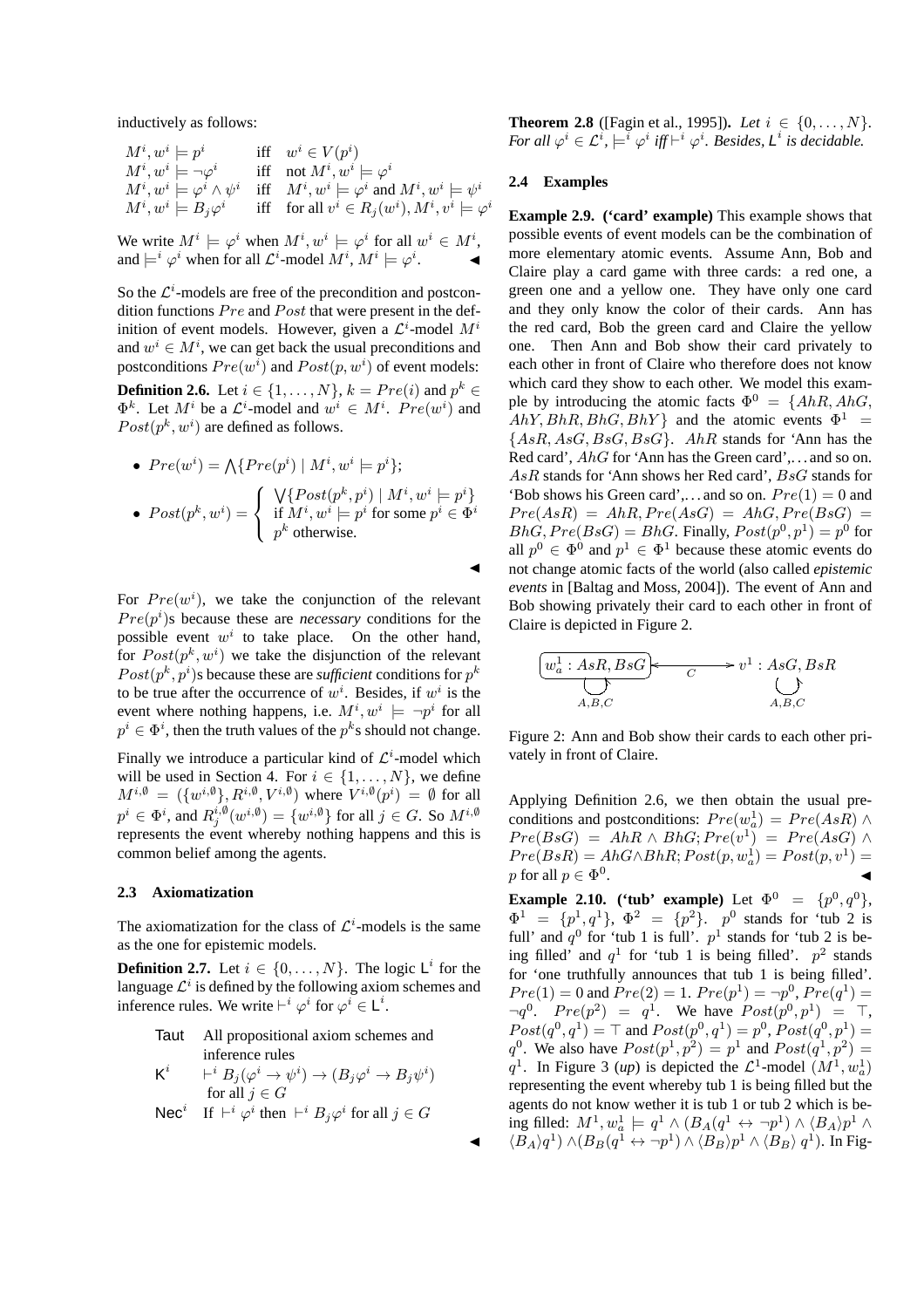inductively as follows:

$$
\begin{array}{lll}
M^i, w^i \models p^i & \text{iff} & w^i \in V(p^i) \\
M^i, w^i \models \neg\varphi^i & \text{iff} & \text{not } M^i, w^i \models \varphi^i \\
M^i, w^i \models \varphi^i \wedge \psi^i & \text{iff} & M^i, w^i \models \varphi^i \text{ and } M^i, w^i \models \psi^i \\
M^i, w^i \models B_j\varphi^i & \text{iff} & \text{for all } v^i \in R_j(w^i), M^i, v^i \models \varphi^i
\end{array}
$$

We write $M^i \models \varphi^i$ when $M^i, w^i \models \varphi^i$ for all $w^i \in M^i$, and $\models^i \varphi^i$ when for all $\mathcal{L}^i$-model $M^i$, $M^i \models \varphi^i$. ◀

So the $\mathcal{L}^i$-models are free of the precondition and postcondition functions $Pre$ and $Post$ that were present in the definition of event models. However, given a $\mathcal{L}^i$-model $M^i$ and $w^i \in M^i$, we can get back the usual preconditions and postconditions $Pre(w^i)$ and $Post(p, w^i)$ of event models:

**Definition 2.6.** Let $i \in \{1, \ldots, N\}$, $k = Pre(i)$ and $p^k \in \Phi^k$. Let $M^i$ be a $\mathcal{L}^i$-model and $w^i \in M^i$. $Pre(w^i)$ and $Post(p^k, w^i)$ are defined as follows.

- $Pre(w^i) = \bigwedge\{Pre(p^i) \mid M^i, w^i \models p^i\}$;
- $Post(p^k, w^i) = \begin{cases} \bigvee\{Post(p^k, p^i) \mid M^i, w^i \models p^i\} \\ \text{if } M^i, w^i \models p^i \text{ for some } p^i \in \Phi^i \\ p^k \text{ otherwise.} \end{cases}$

◀

For $Pre(w^i)$, we take the conjunction of the relevant $Pre(p^i)$s because these are *necessary* conditions for the possible event $w^i$ to take place. On the other hand, for $Post(p^k, w^i)$ we take the disjunction of the relevant $Post(p^k, p^i)$s because these are *sufficient* conditions for $p^k$ to be true after the occurrence of $w^i$. Besides, if $w^i$ is the event where nothing happens, i.e. $M^i, w^i \models \neg p^i$ for all $p^i \in \Phi^i$, then the truth values of the $p^k$s should not change.

Finally we introduce a particular kind of $\mathcal{L}^i$-model which will be used in Section 4. For $i \in \{1, \ldots, N\}$, we define $M^{i,\emptyset} = (\{w^{i,\emptyset}\}, R^{i,\emptyset}, V^{i,\emptyset})$ where $V^{i,\emptyset}(p^i) = \emptyset$ for all $p^i \in \Phi^i$, and $R^{i,\emptyset}_j(w^{i,\emptyset}) = \{w^{i,\emptyset}\}$ for all $j \in G$. So $M^{i,\emptyset}$ represents the event whereby nothing happens and this is common belief among the agents.

### 2.3 Axiomatization

The axiomatization for the class of $\mathcal{L}^i$-models is the same as the one for epistemic models.

**Definition 2.7.** Let $i \in \{0, \ldots, N\}$. The logic $\mathsf{L}^i$ for the language $\mathcal{L}^i$ is defined by the following axiom schemes and inference rules. We write $\vdash^i \varphi^i$ for $\varphi^i \in \mathsf{L}^i$.

| | |
|---|---|
| Taut | All propositional axiom schemes and inference rules |
| $\mathsf{K}^i$ | $\vdash^i B_j(\varphi^i \rightarrow \psi^i) \rightarrow (B_j\varphi^i \rightarrow B_j\psi^i)$ for all $j \in G$ |
| $\mathsf{Nec}^i$ | If $\vdash^i \varphi^i$ then $\vdash^i B_j\varphi^i$ for all $j \in G$ |

◀

**Theorem 2.8** ([Fagin et al., 1995])**.** *Let $i \in \{0, \ldots, N\}$. For all $\varphi^i \in \mathcal{L}^i$, $\models^i \varphi^i$ iff $\vdash^i \varphi^i$. Besides, $\mathsf{L}^i$ is decidable.*

### 2.4 Examples

**Example 2.9. ('card' example)** This example shows that possible events of event models can be the combination of more elementary atomic events. Assume Ann, Bob and Claire play a card game with three cards: a red one, a green one and a yellow one. They have only one card and they only know the color of their cards. Ann has the red card, Bob the green card and Claire the yellow one. Then Ann and Bob show their card privately to each other in front of Claire who therefore does not know which card they show to each other. We model this example by introducing the atomic facts $\Phi^0 = \{AhR, AhG, AhY, BhR, BhG, BhY\}$ and the atomic events $\Phi^1 = \{AsR, AsG, BsG, BsG\}$. $AhR$ stands for 'Ann has the Red card', $AhG$ for 'Ann has the Green card',... and so on. $AsR$ stands for 'Ann shows her Red card', $BsG$ stands for 'Bob shows his Green card',... and so on. $Pre(1) = 0$ and $Pre(AsR) = AhR, Pre(AsG) = AhG, Pre(BsG) = BhG, Pre(BsG) = BhG$. Finally, $Post(p^0, p^1) = p^0$ for all $p^0 \in \Phi^0$ and $p^1 \in \Phi^1$ because these atomic events do not change atomic facts of the world (also called *epistemic events* in [Baltag and Moss, 2004]). The event of Ann and Bob showing privately their card to each other in front of Claire is depicted in Figure 2.

$w^1_a : AsR, BsG$ ←C→ $v^1 : AsG, BsR$ (reflexive arrows labelled $A,B,C$ on both)

Figure 2: Ann and Bob show their cards to each other privately in front of Claire.

Applying Definition 2.6, we then obtain the usual preconditions and postconditions: $Pre(w^1_a) = Pre(AsR) \wedge Pre(BsG) = AhR \wedge BhG; Pre(v^1) = Pre(AsG) \wedge Pre(BsR) = AhG \wedge BhR; Post(p, w^1_a) = Post(p, v^1) = p$ for all $p \in \Phi^0$. ◀

**Example 2.10. ('tub' example)** Let $\Phi^0 = \{p^0, q^0\}$, $\Phi^1 = \{p^1, q^1\}$, $\Phi^2 = \{p^2\}$. $p^0$ stands for 'tub 2 is full' and $q^0$ for 'tub 1 is full'. $p^1$ stands for 'tub 2 is being filled' and $q^1$ for 'tub 1 is being filled'. $p^2$ stands for 'one truthfully announces that tub 1 is being filled'. $Pre(1) = 0$ and $Pre(2) = 1$. $Pre(p^1) = \neg p^0$, $Pre(q^1) = \neg q^0$. $Pre(p^2) = q^1$. We have $Post(p^0, p^1) = \top$, $Post(q^0, q^1) = \top$ and $Post(p^0, p^1) = p^0$, $Post(q^0, p^1) = q^0$. We also have $Post(p^1, p^2) = p^1$ and $Post(q^1, p^2) = q^1$. In Figure 3 (*up*) is depicted the $\mathcal{L}^1$-model $(M^1, w^1_a)$ representing the event whereby tub 1 is being filled but the agents do not know wether it is tub 1 or tub 2 which is being filled: $M^1, w^1_a \models q^1 \wedge (B_A(q^1 \leftrightarrow \neg p^1) \wedge \langle B_A \rangle p^1 \wedge \langle B_A \rangle q^1) \wedge (B_B(q^1 \leftrightarrow \neg p^1) \wedge \langle B_B \rangle p^1 \wedge \langle B_B \rangle\, q^1)$. In Fig-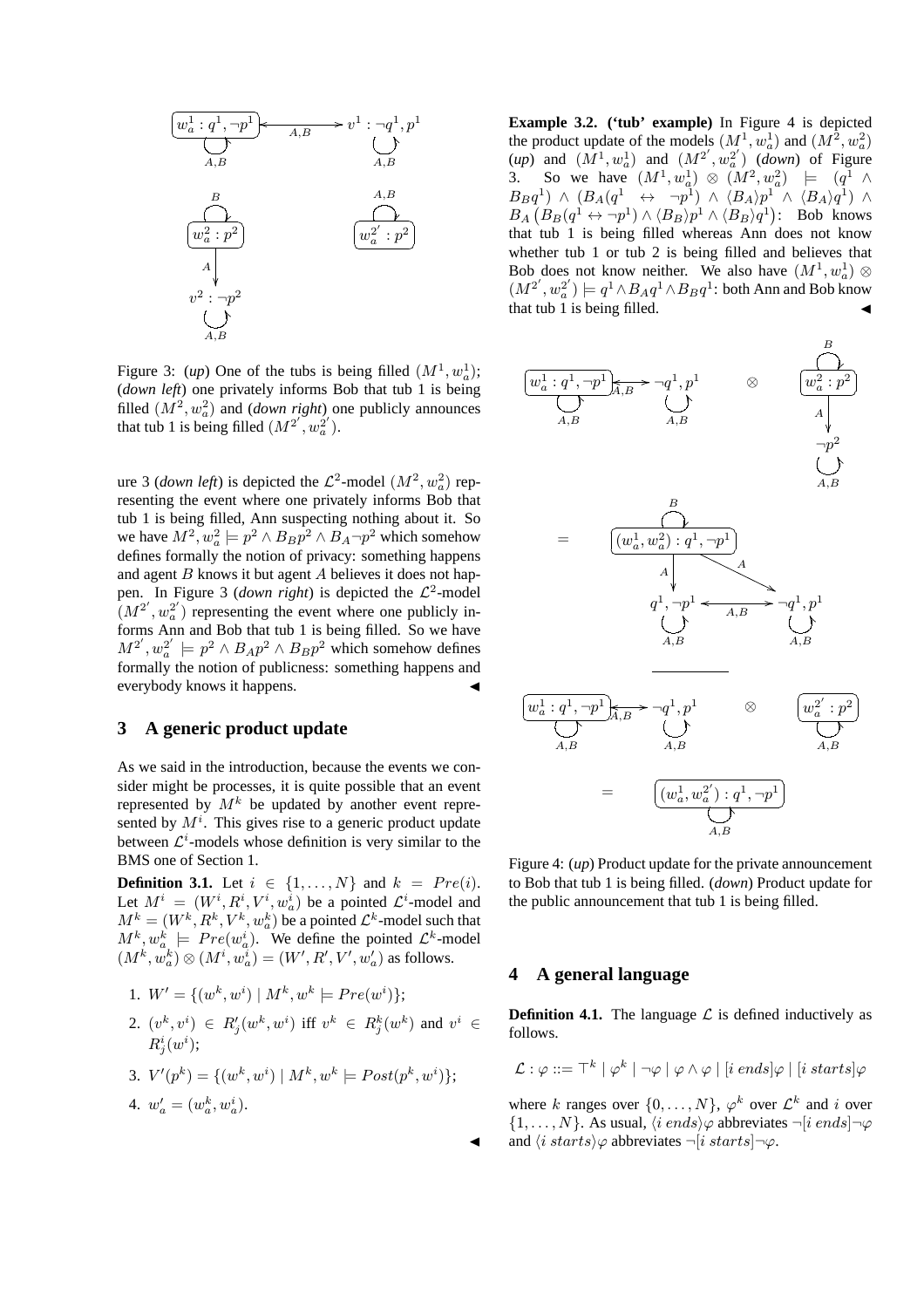Figure 3: (*up*) One of the tubs is being filled $(M^1, w_a^1)$; (*down left*) one privately informs Bob that tub 1 is being filled $(M^2, w_a^2)$ and (*down right*) one publicly announces that tub 1 is being filled $(M^{2'}, w_a^{2'})$.

ure 3 (*down left*) is depicted the $\mathcal{L}^2$-model $(M^2, w_a^2)$ representing the event where one privately informs Bob that tub 1 is being filled, Ann suspecting nothing about it. So we have $M^2, w_a^2 \models p^2 \wedge B_B p^2 \wedge B_A \neg p^2$ which somehow defines formally the notion of privacy: something happens and agent $B$ knows it but agent $A$ believes it does not happen. In Figure 3 (*down right*) is depicted the $\mathcal{L}^2$-model $(M^{2'}, w_a^{2'})$ representing the event where one publicly informs Ann and Bob that tub 1 is being filled. So we have $M^{2'}, w_a^{2'} \models p^2 \wedge B_A p^2 \wedge B_B p^2$ which somehow defines formally the notion of publicness: something happens and everybody knows it happens. ◀

## 3 A generic product update

As we said in the introduction, because the events we consider might be processes, it is quite possible that an event represented by $M^k$ be updated by another event represented by $M^i$. This gives rise to a generic product update between $\mathcal{L}^i$-models whose definition is very similar to the BMS one of Section 1.

**Definition 3.1.** Let $i \in \{1, \ldots, N\}$ and $k = Pre(i)$. Let $M^i = (W^i, R^i, V^i, w_a^i)$ be a pointed $\mathcal{L}^i$-model and $M^k = (W^k, R^k, V^k, w_a^k)$ be a pointed $\mathcal{L}^k$-model such that $M^k, w_a^k \models Pre(w_a^i)$. We define the pointed $\mathcal{L}^k$-model $(M^k, w_a^k) \otimes (M^i, w_a^i) = (W', R', V', w_a')$ as follows.

1. $W' = \{(w^k, w^i) \mid M^k, w^k \models Pre(w^i)\}$;
2. $(v^k, v^i) \in R'_j(w^k, w^i)$ iff $v^k \in R_j^k(w^k)$ and $v^i \in R_j^i(w^i)$;
3. $V'(p^k) = \{(w^k, w^i) \mid M^k, w^k \models Post(p^k, w^i)\}$;
4. $w_a' = (w_a^k, w_a^i)$.

◀

**Example 3.2. ('tub' example)** In Figure 4 is depicted the product update of the models $(M^1, w_a^1)$ and $(M^2, w_a^2)$ (*up*) and $(M^1, w_a^1)$ and $(M^{2'}, w_a^{2'})$ (*down*) of Figure 3. So we have $(M^1, w_a^1) \otimes (M^2, w_a^2) \models (q^1 \wedge B_B q^1) \wedge (B_A(q^1 \leftrightarrow \neg p^1) \wedge \langle B_A \rangle p^1 \wedge \langle B_A \rangle q^1) \wedge B_A\left(B_B(q^1 \leftrightarrow \neg p^1) \wedge \langle B_B \rangle p^1 \wedge \langle B_B \rangle q^1\right)$: Bob knows that tub 1 is being filled whereas Ann does not know whether tub 1 or tub 2 is being filled and believes that Bob does not know neither. We also have $(M^1, w_a^1) \otimes (M^{2'}, w_a^{2'}) \models q^1 \wedge B_A q^1 \wedge B_B q^1$: both Ann and Bob know that tub 1 is being filled. ◀

Figure 4: (*up*) Product update for the private announcement to Bob that tub 1 is being filled. (*down*) Product update for the public announcement that tub 1 is being filled.

## 4 A general language

**Definition 4.1.** The language $\mathcal{L}$ is defined inductively as follows.

$$\mathcal{L} : \varphi ::= \top^k \mid \varphi^k \mid \neg\varphi \mid \varphi \wedge \varphi \mid [i\ ends]\varphi \mid [i\ starts]\varphi$$

where $k$ ranges over $\{0, \ldots, N\}$, $\varphi^k$ over $\mathcal{L}^k$ and $i$ over $\{1, \ldots, N\}$. As usual, $\langle i\ ends \rangle\varphi$ abbreviates $\neg[i\ ends]\neg\varphi$ and $\langle i\ starts \rangle\varphi$ abbreviates $\neg[i\ starts]\neg\varphi$.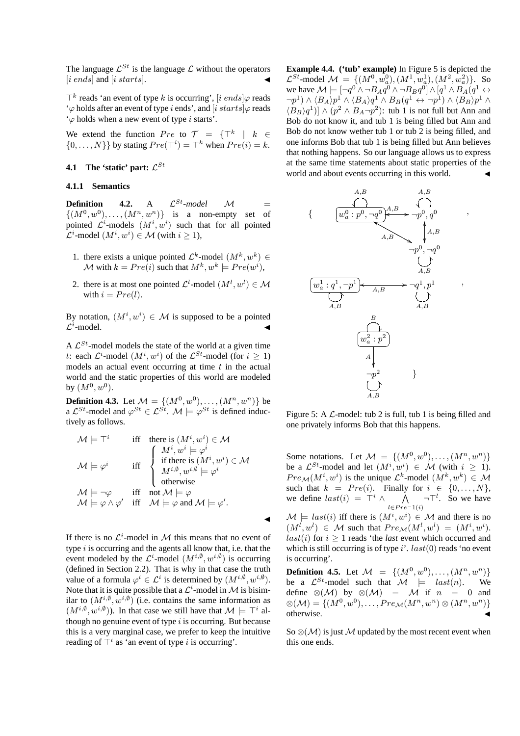The language $\mathcal{L}^{St}$ is the language $\mathcal{L}$ without the operators $[i\ ends]$ and $[i\ starts]$. ◀

$\top^k$ reads 'an event of type $k$ is occurring', $[i\ ends]\varphi$ reads '$\varphi$ holds after an event of type $i$ ends', and $[i\ starts]\varphi$ reads '$\varphi$ holds when a new event of type $i$ starts'.

We extend the function $Pre$ to $\mathcal{T} = \{\top^k \mid k \in \{0,\ldots,N\}\}$ by stating $Pre(\top^i) = \top^k$ when $Pre(i) = k$.

### 4.1 The 'static' part: $\mathcal{L}^{St}$

#### 4.1.1 Semantics

**Definition 4.2.** A $\mathcal{L}^{St}$*-model* $\mathcal{M} = \{(M^0, w^0), \ldots, (M^n, w^n)\}$ is a non-empty set of pointed $\mathcal{L}^i$-models $(M^i, w^i)$ such that for all pointed $\mathcal{L}^i$-model $(M^i, w^i) \in \mathcal{M}$ (with $i \geq 1$),

1. there exists a unique pointed $\mathcal{L}^k$-model $(M^k, w^k) \in \mathcal{M}$ with $k = Pre(i)$ such that $M^k, w^k \models Pre(w^i)$,
2. there is at most one pointed $\mathcal{L}^l$-model $(M^l, w^l) \in \mathcal{M}$ with $i = Pre(l)$.

By notation, $(M^i, w^i) \in \mathcal{M}$ is supposed to be a pointed $\mathcal{L}^i$-model. ◀

A $\mathcal{L}^{St}$-model models the state of the world at a given time $t$: each $\mathcal{L}^i$-model $(M^i, w^i)$ of the $\mathcal{L}^{St}$-model (for $i \geq 1$) models an actual event occurring at time $t$ in the actual world and the static properties of this world are modeled by $(M^0, w^0)$.

**Definition 4.3.** Let $\mathcal{M} = \{(M^0, w^0), \ldots, (M^n, w^n)\}$ be a $\mathcal{L}^{St}$-model and $\varphi^{St} \in \mathcal{L}^{St}$. $\mathcal{M} \models \varphi^{St}$ is defined inductively as follows.

$$
\begin{array}{lll}
\mathcal{M} \models \top^i & \text{iff} & \text{there is } (M^i, w^i) \in \mathcal{M} \\
\mathcal{M} \models \varphi^i & \text{iff} & \begin{cases} M^i, w^i \models \varphi^i \\ \text{if there is } (M^i, w^i) \in \mathcal{M} \\ M^{i,\emptyset}, w^{i,\emptyset} \models \varphi^i \\ \text{otherwise} \end{cases} \\
\mathcal{M} \models \neg\varphi & \text{iff} & \text{not } \mathcal{M} \models \varphi \\
\mathcal{M} \models \varphi \wedge \varphi' & \text{iff} & \mathcal{M} \models \varphi \text{ and } \mathcal{M} \models \varphi'.
\end{array}
$$

◀

If there is no $\mathcal{L}^i$-model in $\mathcal{M}$ this means that no event of type $i$ is occurring and the agents all know that, i.e. that the event modeled by the $\mathcal{L}^i$-model $(M^{i,\emptyset}, w^{i,\emptyset})$ is occurring (defined in Section 2.2). That is why in that case the truth value of a formula $\varphi^i \in \mathcal{L}^i$ is determined by $(M^{i,\emptyset}, w^{i,\emptyset})$. Note that it is quite possible that a $\mathcal{L}^i$-model in $\mathcal{M}$ is bisimilar to $(M^{i,\emptyset}, w^{i,\emptyset})$ (i.e. contains the same information as $(M^{i,\emptyset}, w^{i,\emptyset})$). In that case we still have that $\mathcal{M} \models \top^i$ although no genuine event of type $i$ is occurring. But because this is a very marginal case, we prefer to keep the intuitive reading of $\top^i$ as 'an event of type $i$ is occurring'.

**Example 4.4. ('tub' example)** In Figure 5 is depicted the $\mathcal{L}^{St}$-model $\mathcal{M} = \{(M^0, w_a^0), (M^1, w_a^1), (M^2, w_a^2)\}$. So we have $\mathcal{M} \models [\neg q^0 \wedge \neg B_A q^0 \wedge \neg B_B q^0] \wedge [q^1 \wedge B_A(q^1 \leftrightarrow \neg p^1) \wedge \langle B_A\rangle p^1 \wedge \langle B_A\rangle q^1 \wedge B_B(q^1 \leftrightarrow \neg p^1) \wedge \langle B_B\rangle p^1 \wedge \langle B_B\rangle q^1] \wedge (p^2 \wedge B_A \neg p^2)$: tub 1 is not full but Ann and Bob do not know it, and tub 1 is being filled but Ann and Bob do not know wether tub 1 or tub 2 is being filled, and one informs Bob that tub 1 is being filled but Ann believes that nothing happens. So our language allows us to express at the same time statements about static properties of the world and about events occurring in this world. ◀

Figure 5: A $\mathcal{L}$-model: tub 2 is full, tub 1 is being filled and one privately informs Bob that this happens.

Some notations. Let $\mathcal{M} = \{(M^0, w^0), \ldots, (M^n, w^n)\}$ be a $\mathcal{L}^{St}$-model and let $(M^i, w^i) \in \mathcal{M}$ (with $i \geq 1$). $Pre_{\mathcal{M}}(M^i, w^i)$ is the unique $\mathcal{L}^k$-model $(M^k, w^k) \in \mathcal{M}$ such that $k = Pre(i)$. Finally for $i \in \{0,\ldots,N\}$, we define $last(i) = \top^i \wedge \bigwedge_{l \in Pre^{-1}(i)} \neg\top^l$. So we have $\mathcal{M} \models last(i)$ iff there is $(M^i, w^i) \in \mathcal{M}$ and there is no $(M^l, w^l) \in \mathcal{M}$ such that $Pre_{\mathcal{M}}(M^l, w^l) = (M^i, w^i)$. $last(i)$ for $i \geq 1$ reads 'the *last* event which occurred and which is still occurring is of type $i$'. $last(0)$ reads 'no event is occurring'.

**Definition 4.5.** Let $\mathcal{M} = \{(M^0, w^0), \ldots, (M^n, w^n)\}$ be a $\mathcal{L}^{St}$-model such that $\mathcal{M} \models last(n)$. We define $\otimes(\mathcal{M})$ by $\otimes(\mathcal{M}) = \mathcal{M}$ if $n = 0$ and $\otimes(\mathcal{M}) = \{(M^0, w^0), \ldots, Pre_{\mathcal{M}}(M^n, w^n) \otimes (M^n, w^n)\}$ otherwise. ◀

So $\otimes(\mathcal{M})$ is just $\mathcal{M}$ updated by the most recent event when this one ends.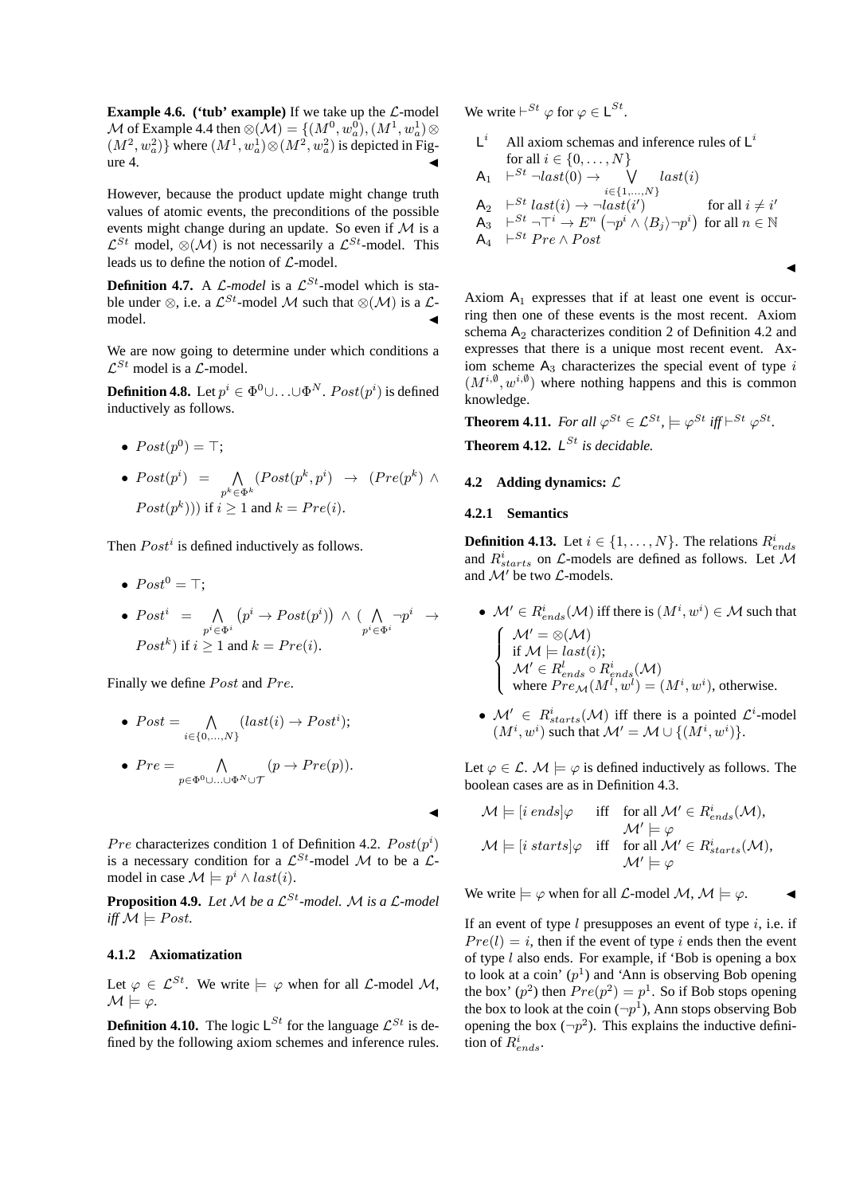**Example 4.6. ('tub' example)** If we take up the $\mathcal{L}$-model $\mathcal{M}$ of Example 4.4 then $\otimes(\mathcal{M}) = \{(M^0, w_a^0), (M^1, w_a^1) \otimes (M^2, w_a^2)\}$ where $(M^1, w_a^1) \otimes (M^2, w_a^2)$ is depicted in Figure 4. ◀

However, because the product update might change truth values of atomic events, the preconditions of the possible events might change during an update. So even if $\mathcal{M}$ is a $\mathcal{L}^{St}$ model, $\otimes(\mathcal{M})$ is not necessarily a $\mathcal{L}^{St}$-model. This leads us to define the notion of $\mathcal{L}$-model.

**Definition 4.7.** A *$\mathcal{L}$-model* is a $\mathcal{L}^{St}$-model which is stable under $\otimes$, i.e. a $\mathcal{L}^{St}$-model $\mathcal{M}$ such that $\otimes(\mathcal{M})$ is a $\mathcal{L}$-model. ◀

We are now going to determine under which conditions a $\mathcal{L}^{St}$ model is a $\mathcal{L}$-model.

**Definition 4.8.** Let $p^i \in \Phi^0 \cup \ldots \cup \Phi^N$. $Post(p^i)$ is defined inductively as follows.

- $Post(p^0) = \top$;
- $Post(p^i) = \bigwedge_{p^k \in \Phi^k} (Post(p^k, p^i) \rightarrow (Pre(p^k) \wedge Post(p^k)))$ if $i \geq 1$ and $k = Pre(i)$.

Then $Post^i$ is defined inductively as follows.

- $Post^0 = \top$;
- $Post^i = \bigwedge_{p^i \in \Phi^i} \left(p^i \rightarrow Post(p^i)\right) \wedge (\bigwedge_{p^i \in \Phi^i} \neg p^i \rightarrow Post^k)$ if $i \geq 1$ and $k = Pre(i)$.

Finally we define $Post$ and $Pre$.

- $Post = \bigwedge_{i \in \{0,\ldots,N\}} (last(i) \rightarrow Post^i)$;
- $Pre = \bigwedge_{p \in \Phi^0 \cup \ldots \cup \Phi^N \cup \mathcal{T}} (p \rightarrow Pre(p))$.

◀

$Pre$ characterizes condition 1 of Definition 4.2. $Post(p^i)$ is a necessary condition for a $\mathcal{L}^{St}$-model $\mathcal{M}$ to be a $\mathcal{L}$-model in case $\mathcal{M} \models p^i \wedge last(i)$.

**Proposition 4.9.** *Let $\mathcal{M}$ be a $\mathcal{L}^{St}$-model. $\mathcal{M}$ is a $\mathcal{L}$-model iff $\mathcal{M} \models Post$.*

#### 4.1.2 Axiomatization

Let $\varphi \in \mathcal{L}^{St}$. We write $\models \varphi$ when for all $\mathcal{L}$-model $\mathcal{M}$, $\mathcal{M} \models \varphi$.

**Definition 4.10.** The logic $\mathsf{L}^{St}$ for the language $\mathcal{L}^{St}$ is defined by the following axiom schemes and inference rules. We write $\vdash^{St} \varphi$ for $\varphi \in \mathsf{L}^{St}$.

- $\mathsf{L}^i$ All axiom schemas and inference rules of $\mathsf{L}^i$ for all $i \in \{0, \ldots, N\}$
- $\mathsf{A}_1$ $\vdash^{St} \neg last(0) \rightarrow \bigvee_{i \in \{1,\ldots,N\}} last(i)$
- $\mathsf{A}_2$ $\vdash^{St} last(i) \rightarrow \neg last(i')$ for all $i \neq i'$
- $\mathsf{A}_3$ $\vdash^{St} \neg \top^i \rightarrow E^n \left(\neg p^i \wedge \langle B_j \rangle \neg p^i\right)$ for all $n \in \mathbb{N}$
- $\mathsf{A}_4$ $\vdash^{St} Pre \wedge Post$

◀

Axiom $\mathsf{A}_1$ expresses that if at least one event is occurring then one of these events is the most recent. Axiom schema $\mathsf{A}_2$ characterizes condition 2 of Definition 4.2 and expresses that there is a unique most recent event. Axiom scheme $\mathsf{A}_3$ characterizes the special event of type $i$ $(M^{i,\emptyset}, w^{i,\emptyset})$ where nothing happens and this is common knowledge.

**Theorem 4.11.** *For all $\varphi^{St} \in \mathcal{L}^{St}$, $\models \varphi^{St}$ iff $\vdash^{St} \varphi^{St}$.*

**Theorem 4.12.** *$\mathsf{L}^{St}$ is decidable.*

### 4.2 Adding dynamics: $\mathcal{L}$

#### 4.2.1 Semantics

**Definition 4.13.** Let $i \in \{1, \ldots, N\}$. The relations $R^i_{ends}$ and $R^i_{starts}$ on $\mathcal{L}$-models are defined as follows. Let $\mathcal{M}$ and $\mathcal{M}'$ be two $\mathcal{L}$-models.

- $\mathcal{M}' \in R^i_{ends}(\mathcal{M})$ iff there is $(M^i, w^i) \in \mathcal{M}$ such that
$$\begin{cases} \mathcal{M}' = \otimes(\mathcal{M}) \\ \text{if } \mathcal{M} \models last(i); \\ \mathcal{M}' \in R^l_{ends} \circ R^i_{ends}(\mathcal{M}) \\ \text{where } Pre_{\mathcal{M}}(M^l, w^l) = (M^i, w^i) \text{, otherwise.} \end{cases}$$
- $\mathcal{M}' \in R^i_{starts}(\mathcal{M})$ iff there is a pointed $\mathcal{L}^i$-model $(M^i, w^i)$ such that $\mathcal{M}' = \mathcal{M} \cup \{(M^i, w^i)\}$.

Let $\varphi \in \mathcal{L}$. $\mathcal{M} \models \varphi$ is defined inductively as follows. The boolean cases are as in Definition 4.3.

$$\begin{array}{lll} \mathcal{M} \models [i\ ends]\varphi & \text{iff} & \text{for all } \mathcal{M}' \in R^i_{ends}(\mathcal{M}), \\ & & \mathcal{M}' \models \varphi \\ \mathcal{M} \models [i\ starts]\varphi & \text{iff} & \text{for all } \mathcal{M}' \in R^i_{starts}(\mathcal{M}), \\ & & \mathcal{M}' \models \varphi \end{array}$$

We write $\models \varphi$ when for all $\mathcal{L}$-model $\mathcal{M}$, $\mathcal{M} \models \varphi$. ◀

If an event of type $l$ presupposes an event of type $i$, i.e. if $Pre(l) = i$, then if the event of type $i$ ends then the event of type $l$ also ends. For example, if 'Bob is opening a box to look at a coin' ($p^1$) and 'Ann is observing Bob opening the box' ($p^2$) then $Pre(p^2) = p^1$. So if Bob stops opening the box to look at the coin ($\neg p^1$), Ann stops observing Bob opening the box ($\neg p^2$). This explains the inductive definition of $R^i_{ends}$.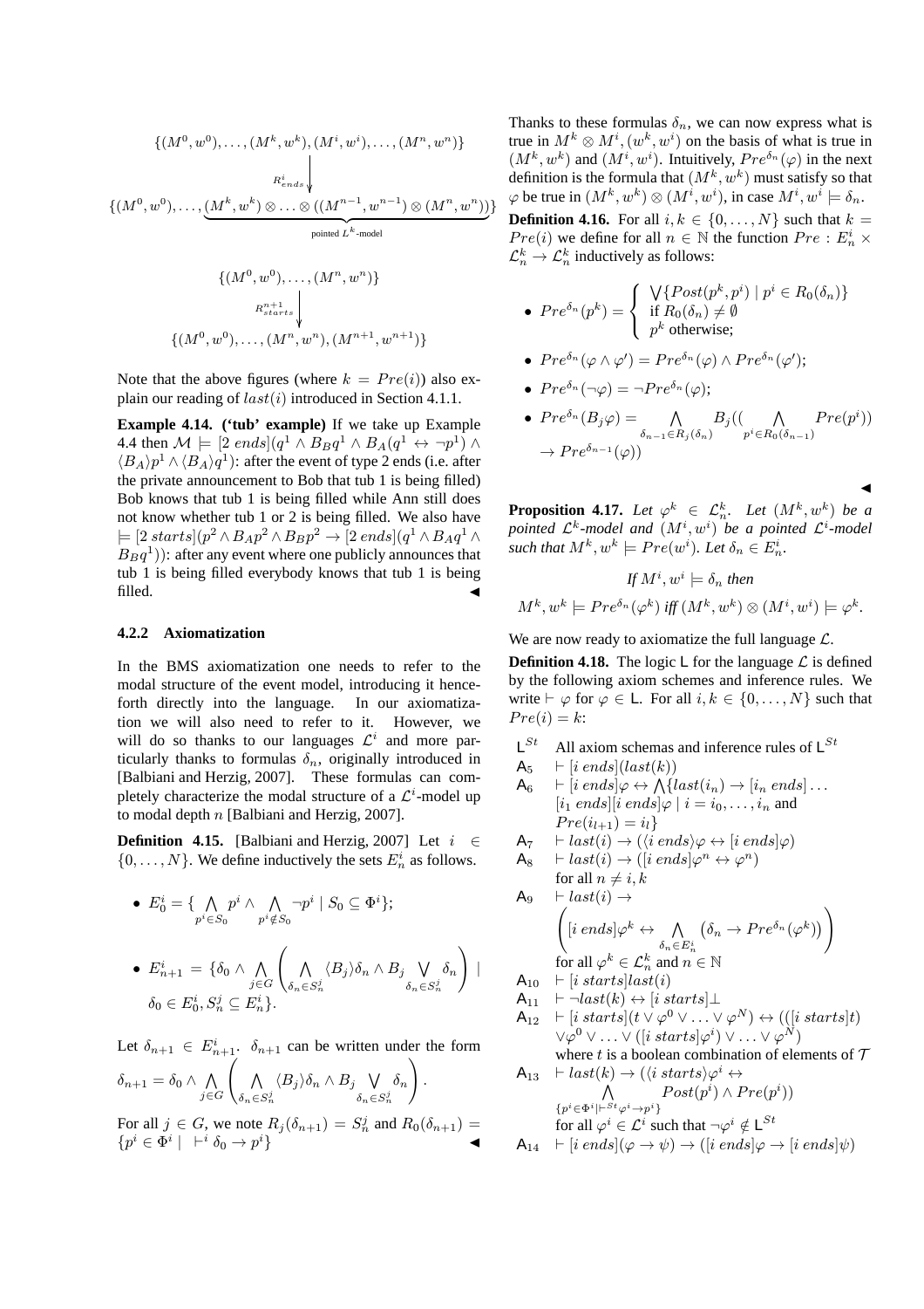$$\{(M^0,w^0),\ldots,(M^k,w^k),(M^i,w^i),\ldots,(M^n,w^n)\}$$

$$\Big\downarrow R^i_{ends}$$

$$\{(M^0,w^0),\ldots,\underbrace{(M^k,w^k)\otimes\ldots\otimes((M^{n-1},w^{n-1})\otimes(M^n,w^n))}_{\text{pointed } L^k\text{-model}}\}$$

$$\{(M^0,w^0),\ldots,(M^n,w^n)\}$$

$$\Big\downarrow R^{n+1}_{starts}$$

$$\{(M^0,w^0),\ldots,(M^n,w^n),(M^{n+1},w^{n+1})\}$$

Note that the above figures (where $k = Pre(i)$) also explain our reading of $last(i)$ introduced in Section 4.1.1.

**Example 4.14. ('tub' example)** If we take up Example 4.4 then $\mathcal{M} \models [2\ ends](q^1 \wedge B_B q^1 \wedge B_A(q^1 \leftrightarrow \neg p^1) \wedge \langle B_A \rangle p^1 \wedge \langle B_A \rangle q^1)$: after the event of type 2 ends (i.e. after the private announcement to Bob that tub 1 is being filled) Bob knows that tub 1 is being filled while Ann still does not know whether tub 1 or 2 is being filled. We also have $\models [2\ starts](p^2 \wedge B_A p^2 \wedge B_B p^2 \rightarrow [2\ ends](q^1 \wedge B_A q^1 \wedge B_B q^1))$: after any event where one publicly announces that tub 1 is being filled everybody knows that tub 1 is being filled. ◀

### 4.2.2 Axiomatization

In the BMS axiomatization one needs to refer to the modal structure of the event model, introducing it henceforth directly into the language. In our axiomatization we will also need to refer to it. However, we will do so thanks to our languages $\mathcal{L}^i$ and more particularly thanks to formulas $\delta_n$, originally introduced in [Balbiani and Herzig, 2007]. These formulas can completely characterize the modal structure of a $\mathcal{L}^i$-model up to modal depth $n$ [Balbiani and Herzig, 2007].

**Definition 4.15.** [Balbiani and Herzig, 2007] Let $i \in \{0,\ldots,N\}$. We define inductively the sets $E^i_n$ as follows.

- $E^i_0 = \{\bigwedge_{p^i \in S_0} p^i \wedge \bigwedge_{p^i \notin S_0} \neg p^i \mid S_0 \subseteq \Phi^i\}$;
- $E^i_{n+1} = \{\delta_0 \wedge \bigwedge_{j \in G}\left(\bigwedge_{\delta_n \in S^j_n} \langle B_j \rangle \delta_n \wedge B_j \bigvee_{\delta_n \in S^j_n} \delta_n\right) \mid \delta_0 \in E^i_0, S^j_n \subseteq E^i_n\}$.

Let $\delta_{n+1} \in E^i_{n+1}$. $\delta_{n+1}$ can be written under the form

$$\delta_{n+1} = \delta_0 \wedge \bigwedge_{j \in G}\left(\bigwedge_{\delta_n \in S^j_n} \langle B_j \rangle \delta_n \wedge B_j \bigvee_{\delta_n \in S^j_n} \delta_n\right).$$

For all $j \in G$, we note $R_j(\delta_{n+1}) = S^j_n$ and $R_0(\delta_{n+1}) = \{p^i \in \Phi^i \mid \ \vdash^i \delta_0 \rightarrow p^i\}$ ◀

Thanks to these formulas $\delta_n$, we can now express what is true in $M^k \otimes M^i, (w^k, w^i)$ on the basis of what is true in $(M^k, w^k)$ and $(M^i, w^i)$. Intuitively, $Pre^{\delta_n}(\varphi)$ in the next definition is the formula that $(M^k, w^k)$ must satisfy so that $\varphi$ be true in $(M^k, w^k) \otimes (M^i, w^i)$, in case $M^i, w^i \models \delta_n$.

**Definition 4.16.** For all $i, k \in \{0,\ldots,N\}$ such that $k = Pre(i)$ we define for all $n \in \mathbb{N}$ the function $Pre : E^i_n \times \mathcal{L}^k_n \rightarrow \mathcal{L}^k_n$ inductively as follows:

- $Pre^{\delta_n}(p^k) = \begin{cases} \bigvee\{Post(p^k, p^i) \mid p^i \in R_0(\delta_n)\} \\ \text{if } R_0(\delta_n) \neq \emptyset \\ p^k \text{ otherwise;} \end{cases}$
- $Pre^{\delta_n}(\varphi \wedge \varphi') = Pre^{\delta_n}(\varphi) \wedge Pre^{\delta_n}(\varphi')$;
- $Pre^{\delta_n}(\neg\varphi) = \neg Pre^{\delta_n}(\varphi)$;
- $Pre^{\delta_n}(B_j\varphi) = \bigwedge_{\delta_{n-1} \in R_j(\delta_n)} B_j((\bigwedge_{p^i \in R_0(\delta_{n-1})} Pre(p^i)) \rightarrow Pre^{\delta_{n-1}}(\varphi))$

◀

**Proposition 4.17.** *Let $\varphi^k \in \mathcal{L}^k_n$. Let $(M^k, w^k)$ be a pointed $\mathcal{L}^k$-model and $(M^i, w^i)$ be a pointed $\mathcal{L}^i$-model such that $M^k, w^k \models Pre(w^i)$. Let $\delta_n \in E^i_n$.*

$$\textit{If } M^i, w^i \models \delta_n \textit{ then}$$

$$M^k, w^k \models Pre^{\delta_n}(\varphi^k) \textit{ iff } (M^k, w^k) \otimes (M^i, w^i) \models \varphi^k.$$

We are now ready to axiomatize the full language $\mathcal{L}$.

**Definition 4.18.** The logic L for the language $\mathcal{L}$ is defined by the following axiom schemes and inference rules. We write $\vdash \varphi$ for $\varphi \in$ L. For all $i, k \in \{0,\ldots,N\}$ such that $Pre(i) = k$:

- $\mathsf{L}^{St}$ All axiom schemas and inference rules of $\mathsf{L}^{St}$
- $\mathsf{A}_5$ $\vdash [i\ ends]\langle last(k)\rangle$
- $\mathsf{A}_6$ $\vdash [i\ ends]\varphi \leftrightarrow \bigwedge\{last(i_n) \rightarrow [i_n\ ends]\ldots[i_1\ ends][i\ ends]\varphi \mid i = i_0,\ldots,i_n$ and $Pre(i_{l+1}) = i_l\}$
- $\mathsf{A}_7$ $\vdash last(i) \rightarrow (\langle i\ ends\rangle\varphi \leftrightarrow [i\ ends]\varphi)$
- $\mathsf{A}_8$ $\vdash last(i) \rightarrow ([i\ ends]\varphi^n \leftrightarrow \varphi^n)$ for all $n \neq i, k$
- $\mathsf{A}_9$ $\vdash last(i) \rightarrow \left([i\ ends]\varphi^k \leftrightarrow \bigwedge_{\delta_n \in E^i_n}(\delta_n \rightarrow Pre^{\delta_n}(\varphi^k))\right)$ for all $\varphi^k \in \mathcal{L}^k_n$ and $n \in \mathbb{N}$
- $\mathsf{A}_{10}$ $\vdash [i\ starts]last(i)$
- $\mathsf{A}_{11}$ $\vdash \neg last(k) \leftrightarrow [i\ starts]\bot$
- $\mathsf{A}_{12}$ $\vdash [i\ starts](t \vee \varphi^0 \vee \ldots \vee \varphi^N) \leftrightarrow (([i\ starts]t) \vee \varphi^0 \vee \ldots \vee ([i\ starts]\varphi^i) \vee \ldots \vee \varphi^N)$ where $t$ is a boolean combination of elements of $\mathcal{T}$
- $\mathsf{A}_{13}$ $\vdash last(k) \rightarrow (\langle i\ starts\rangle\varphi^i \leftrightarrow \bigwedge_{\{p^i \in \Phi^i \mid \vdash^{St} \varphi^i \rightarrow p^i\}} Post(p^i) \wedge Pre(p^i))$ for all $\varphi^i \in \mathcal{L}^i$ such that $\neg\varphi^i \notin \mathsf{L}^{St}$
- $\mathsf{A}_{14}$ $\vdash [i\ ends](\varphi \rightarrow \psi) \rightarrow ([i\ ends]\varphi \rightarrow [i\ ends]\psi)$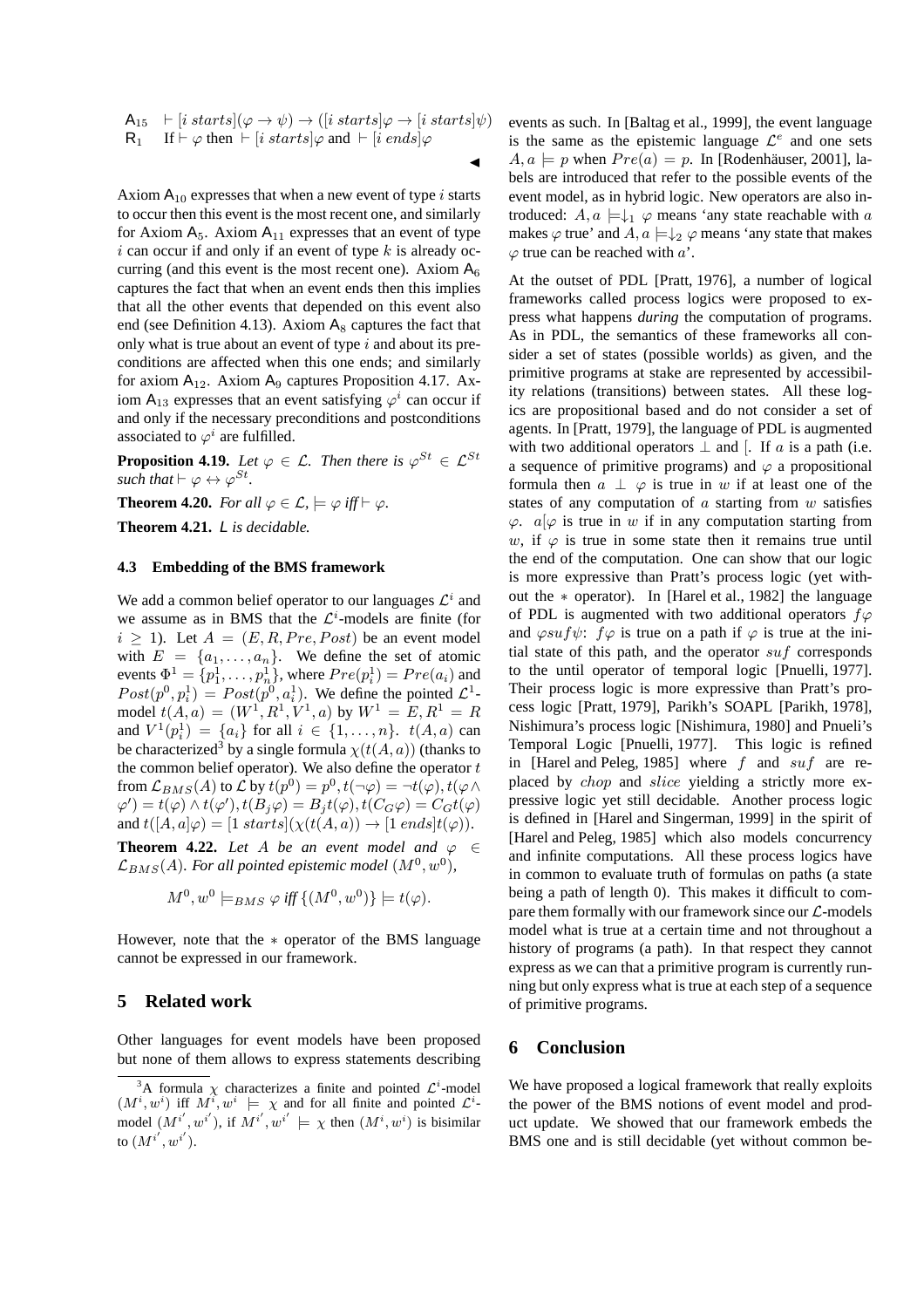$\mathsf{A}_{15}$ $\vdash [i\ starts](\varphi \to \psi) \to ([i\ starts]\varphi \to [i\ starts]\psi)$

$\mathsf{R}_1$ If $\vdash \varphi$ then $\vdash [i\ starts]\varphi$ and $\vdash [i\ ends]\varphi$

◀

Axiom $\mathsf{A}_{10}$ expresses that when a new event of type $i$ starts to occur then this event is the most recent one, and similarly for Axiom $\mathsf{A}_5$. Axiom $\mathsf{A}_{11}$ expresses that an event of type $i$ can occur if and only if an event of type $k$ is already occurring (and this event is the most recent one). Axiom $\mathsf{A}_6$ captures the fact that when an event ends then this implies that all the other events that depended on this event also end (see Definition 4.13). Axiom $\mathsf{A}_8$ captures the fact that only what is true about an event of type $i$ and about its preconditions are affected when this one ends; and similarly for axiom $\mathsf{A}_{12}$. Axiom $\mathsf{A}_9$ captures Proposition 4.17. Axiom $\mathsf{A}_{13}$ expresses that an event satisfying $\varphi^i$ can occur if and only if the necessary preconditions and postconditions associated to $\varphi^i$ are fulfilled.

**Proposition 4.19.** *Let $\varphi \in \mathcal{L}$. Then there is $\varphi^{St} \in \mathcal{L}^{St}$ such that $\vdash \varphi \leftrightarrow \varphi^{St}$.*

**Theorem 4.20.** *For all $\varphi \in \mathcal{L}$, $\models \varphi$ iff $\vdash \varphi$.*

**Theorem 4.21.** *$\mathsf{L}$ is decidable.*

### 4.3 Embedding of the BMS framework

We add a common belief operator to our languages $\mathcal{L}^i$ and we assume as in BMS that the $\mathcal{L}^i$-models are finite (for $i \geq 1$). Let $A = (E, R, Pre, Post)$ be an event model with $E = \{a_1, \ldots, a_n\}$. We define the set of atomic events $\Phi^1 = \{p_1^1, \ldots, p_n^1\}$, where $Pre(p_i^1) = Pre(a_i)$ and $Post(p^0, p_i^1) = Post(p^0, a_i^1)$. We define the pointed $\mathcal{L}^1$-model $t(A, a) = (W^1, R^1, V^1, a)$ by $W^1 = E, R^1 = R$ and $V^1(p_i^1) = \{a_i\}$ for all $i \in \{1, \ldots, n\}$. $t(A, a)$ can be characterized[3] by a single formula $\chi(t(A, a))$ (thanks to the common belief operator). We also define the operator $t$ from $\mathcal{L}_{BMS}(A)$ to $\mathcal{L}$ by $t(p^0) = p^0, t(\neg\varphi) = \neg t(\varphi), t(\varphi \wedge \varphi') = t(\varphi) \wedge t(\varphi'), t(B_j\varphi) = B_j t(\varphi), t(C_G\varphi) = C_G t(\varphi)$ and $t([A, a]\varphi) = [1\ starts](\chi(t(A, a)) \to [1\ ends]t(\varphi))$.

**Theorem 4.22.** *Let $A$ be an event model and $\varphi \in \mathcal{L}_{BMS}(A)$. For all pointed epistemic model $(M^0, w^0)$,*

$$M^0, w^0 \models_{BMS} \varphi \text{ iff } \{(M^0, w^0)\} \models t(\varphi).$$

However, note that the $*$ operator of the BMS language cannot be expressed in our framework.

## 5 Related work

Other languages for event models have been proposed but none of them allows to express statements describing events as such. In [Baltag et al., 1999], the event language is the same as the epistemic language $\mathcal{L}^e$ and one sets $A, a \models p$ when $Pre(a) = p$. In [Rodenhäuser, 2001], labels are introduced that refer to the possible events of the event model, as in hybrid logic. New operators are also introduced: $A, a \models_{\downarrow_1} \varphi$ means 'any state reachable with $a$ makes $\varphi$ true' and $A, a \models_{\downarrow_2} \varphi$ means 'any state that makes $\varphi$ true can be reached with $a$'.

At the outset of PDL [Pratt, 1976], a number of logical frameworks called process logics were proposed to express what happens *during* the computation of programs. As in PDL, the semantics of these frameworks all consider a set of states (possible worlds) as given, and the primitive programs at stake are represented by accessibility relations (transitions) between states. All these logics are propositional based and do not consider a set of agents. In [Pratt, 1979], the language of PDL is augmented with two additional operators $\perp$ and $[$. If $a$ is a path (i.e. a sequence of primitive programs) and $\varphi$ a propositional formula then $a \perp \varphi$ is true in $w$ if at least one of the states of any computation of $a$ starting from $w$ satisfies $\varphi$. $a[\varphi$ is true in $w$ if in any computation starting from $w$, if $\varphi$ is true in some state then it remains true until the end of the computation. One can show that our logic is more expressive than Pratt's process logic (yet without the $*$ operator). In [Harel et al., 1982] the language of PDL is augmented with two additional operators $f\varphi$ and $\varphi suf \psi$: $f\varphi$ is true on a path if $\varphi$ is true at the initial state of this path, and the operator $suf$ corresponds to the until operator of temporal logic [Pnueli, 1977]. Their process logic is more expressive than Pratt's process logic [Pratt, 1979], Parikh's SOAPL [Parikh, 1978], Nishimura's process logic [Nishimura, 1980] and Pnueli's Temporal Logic [Pnueli, 1977]. This logic is refined in [Harel and Peleg, 1985] where $f$ and $suf$ are replaced by $chop$ and $slice$ yielding a strictly more expressive logic yet still decidable. Another process logic is defined in [Harel and Singerman, 1999] in the spirit of [Harel and Peleg, 1985] which also models concurrency and infinite computations. All these process logics have in common to evaluate truth of formulas on paths (a state being a path of length 0). This makes it difficult to compare them formally with our framework since our $\mathcal{L}$-models model what is true at a certain time and not throughout a history of programs (a path). In that respect they cannot express as we can that a primitive program is currently running but only express what is true at each step of a sequence of primitive programs.

## 6 Conclusion

We have proposed a logical framework that really exploits the power of the BMS notions of event model and product update. We showed that our framework embeds the BMS one and is still decidable (yet without common be-

---

[3] A formula $\chi$ characterizes a finite and pointed $\mathcal{L}^i$-model $(M^i, w^i)$ iff $M^i, w^i \models \chi$ and for all finite and pointed $\mathcal{L}^i$-model $(M^{i'}, w^{i'})$, if $M^{i'}, w^{i'} \models \chi$ then $(M^i, w^i)$ is bisimilar to $(M^{i'}, w^{i'})$.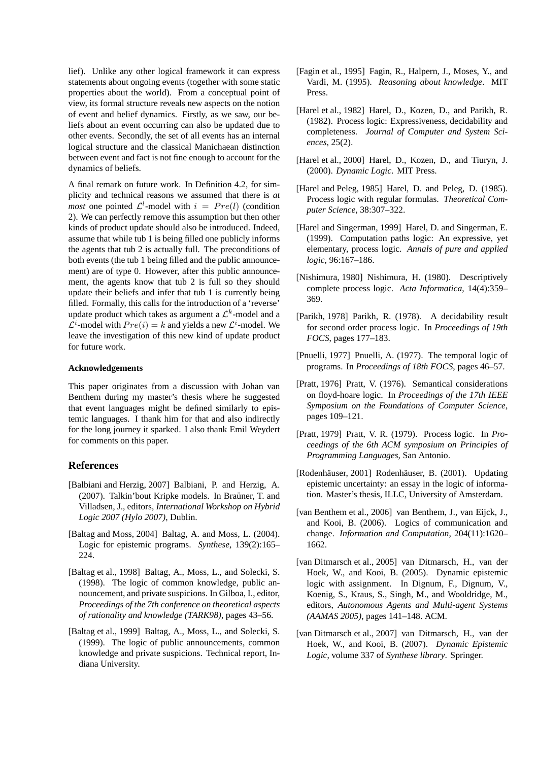lief). Unlike any other logical framework it can express statements about ongoing events (together with some static properties about the world). From a conceptual point of view, its formal structure reveals new aspects on the notion of event and belief dynamics. Firstly, as we saw, our beliefs about an event occurring can also be updated due to other events. Secondly, the set of all events has an internal logical structure and the classical Manichaean distinction between event and fact is not fine enough to account for the dynamics of beliefs.

A final remark on future work. In Definition 4.2, for simplicity and technical reasons we assumed that there is *at most* one pointed $\mathcal{L}^l$-model with $i = Pre(l)$ (condition 2). We can perfectly remove this assumption but then other kinds of product update should also be introduced. Indeed, assume that while tub 1 is being filled one publicly informs the agents that tub 2 is actually full. The preconditions of both events (the tub 1 being filled and the public announcement) are of type 0. However, after this public announcement, the agents know that tub 2 is full so they should update their beliefs and infer that tub 1 is currently being filled. Formally, this calls for the introduction of a 'reverse' update product which takes as argument a $\mathcal{L}^k$-model and a $\mathcal{L}^i$-model with $Pre(i) = k$ and yields a new $\mathcal{L}^i$-model. We leave the investigation of this new kind of update product for future work.

#### Acknowledgements

This paper originates from a discussion with Johan van Benthem during my master's thesis where he suggested that event languages might be defined similarly to epistemic languages. I thank him for that and also indirectly for the long journey it sparked. I also thank Emil Weydert for comments on this paper.

## References

[Balbiani and Herzig, 2007] Balbiani, P. and Herzig, A. (2007). Talkin'bout Kripke models. In Braüner, T. and Villadsen, J., editors, *International Workshop on Hybrid Logic 2007 (Hylo 2007)*, Dublin.

[Baltag and Moss, 2004] Baltag, A. and Moss, L. (2004). Logic for epistemic programs. *Synthese*, 139(2):165–224.

[Baltag et al., 1998] Baltag, A., Moss, L., and Solecki, S. (1998). The logic of common knowledge, public announcement, and private suspicions. In Gilboa, I., editor, *Proceedings of the 7th conference on theoretical aspects of rationality and knowledge (TARK98)*, pages 43–56.

[Baltag et al., 1999] Baltag, A., Moss, L., and Solecki, S. (1999). The logic of public announcements, common knowledge and private suspicions. Technical report, Indiana University.

[Fagin et al., 1995] Fagin, R., Halpern, J., Moses, Y., and Vardi, M. (1995). *Reasoning about knowledge*. MIT Press.

[Harel et al., 1982] Harel, D., Kozen, D., and Parikh, R. (1982). Process logic: Expressiveness, decidability and completeness. *Journal of Computer and System Sciences*, 25(2).

[Harel et al., 2000] Harel, D., Kozen, D., and Tiuryn, J. (2000). *Dynamic Logic*. MIT Press.

[Harel and Peleg, 1985] Harel, D. and Peleg, D. (1985). Process logic with regular formulas. *Theoretical Computer Science*, 38:307–322.

[Harel and Singerman, 1999] Harel, D. and Singerman, E. (1999). Computation paths logic: An expressive, yet elementary, process logic. *Annals of pure and applied logic*, 96:167–186.

[Nishimura, 1980] Nishimura, H. (1980). Descriptively complete process logic. *Acta Informatica*, 14(4):359–369.

[Parikh, 1978] Parikh, R. (1978). A decidability result for second order process logic. In *Proceedings of 19th FOCS*, pages 177–183.

[Pnuelli, 1977] Pnuelli, A. (1977). The temporal logic of programs. In *Proceedings of 18th FOCS*, pages 46–57.

[Pratt, 1976] Pratt, V. (1976). Semantical considerations on floyd-hoare logic. In *Proceedings of the 17th IEEE Symposium on the Foundations of Computer Science*, pages 109–121.

[Pratt, 1979] Pratt, V. R. (1979). Process logic. In *Proceedings of the 6th ACM symposium on Principles of Programming Languages*, San Antonio.

[Rodenhäuser, 2001] Rodenhäuser, B. (2001). Updating epistemic uncertainty: an essay in the logic of information. Master's thesis, ILLC, University of Amsterdam.

[van Benthem et al., 2006] van Benthem, J., van Eijck, J., and Kooi, B. (2006). Logics of communication and change. *Information and Computation*, 204(11):1620–1662.

[van Ditmarsch et al., 2005] van Ditmarsch, H., van der Hoek, W., and Kooi, B. (2005). Dynamic epistemic logic with assignment. In Dignum, F., Dignum, V., Koenig, S., Kraus, S., Singh, M., and Wooldridge, M., editors, *Autonomous Agents and Multi-agent Systems (AAMAS 2005)*, pages 141–148. ACM.

[van Ditmarsch et al., 2007] van Ditmarsch, H., van der Hoek, W., and Kooi, B. (2007). *Dynamic Epistemic Logic*, volume 337 of *Synthese library*. Springer.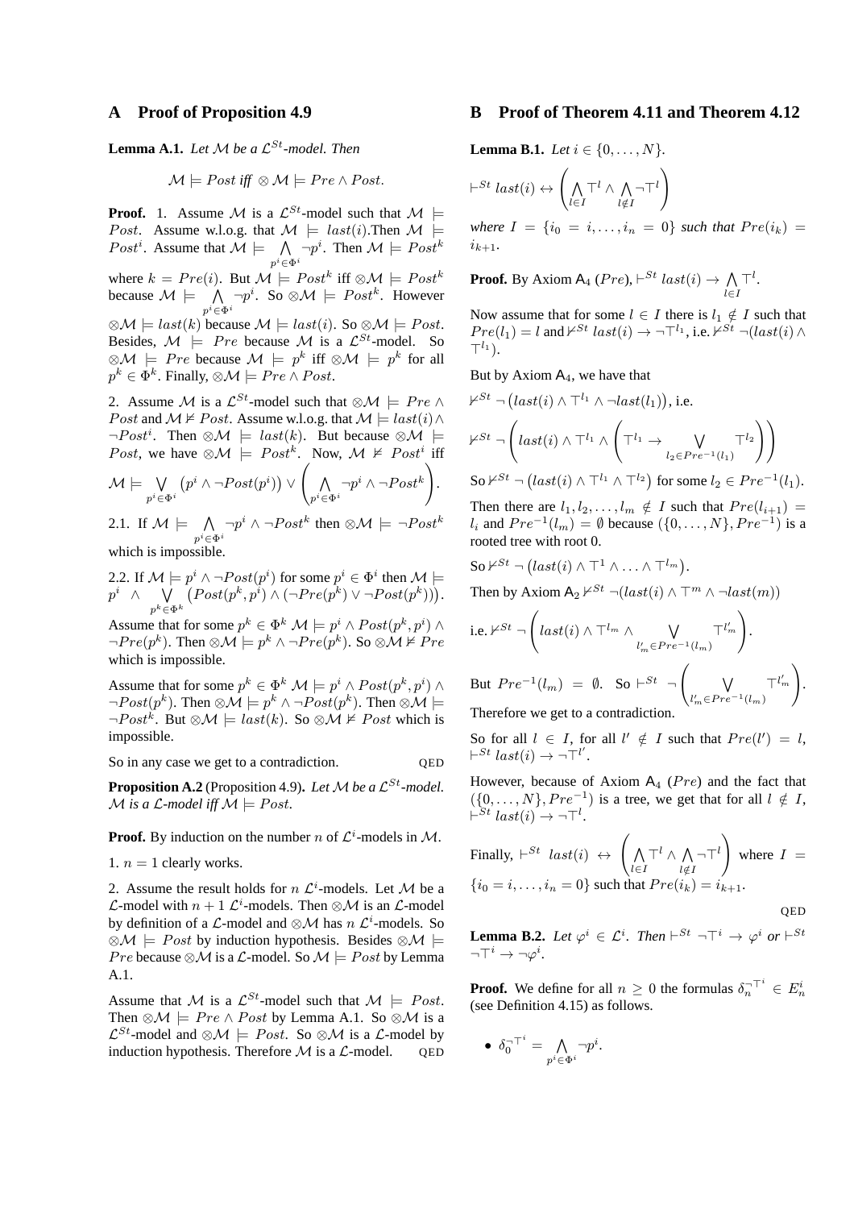## A Proof of Proposition 4.9

**Lemma A.1.** *Let $\mathcal{M}$ be a $\mathcal{L}^{St}$-model. Then*

$$\mathcal{M} \models Post \text{ iff } \otimes\mathcal{M} \models Pre \wedge Post.$$

**Proof.** 1. Assume $\mathcal{M}$ is a $\mathcal{L}^{St}$-model such that $\mathcal{M} \models Post$. Assume w.l.o.g. that $\mathcal{M} \models last(i)$.Then $\mathcal{M} \models Post^i$. Assume that $\mathcal{M} \models \bigwedge_{p^i \in \Phi^i} \neg p^i$. Then $\mathcal{M} \models Post^k$ where $k = Pre(i)$. But $\mathcal{M} \models Post^k$ iff $\otimes\mathcal{M} \models Post^k$ because $\mathcal{M} \models \bigwedge_{p^i \in \Phi^i} \neg p^i$. So $\otimes\mathcal{M} \models Post^k$. However $\otimes\mathcal{M} \models last(k)$ because $\mathcal{M} \models last(i)$. So $\otimes\mathcal{M} \models Post$. Besides, $\mathcal{M} \models Pre$ because $\mathcal{M}$ is a $\mathcal{L}^{St}$-model. So $\otimes\mathcal{M} \models Pre$ because $\mathcal{M} \models p^k$ iff $\otimes\mathcal{M} \models p^k$ for all $p^k \in \Phi^k$. Finally, $\otimes\mathcal{M} \models Pre \wedge Post$.

2. Assume $\mathcal{M}$ is a $\mathcal{L}^{St}$-model such that $\otimes\mathcal{M} \models Pre \wedge Post$ and $\mathcal{M} \nvDash Post$. Assume w.l.o.g. that $\mathcal{M} \models last(i) \wedge \neg Post^i$. Then $\otimes\mathcal{M} \models last(k)$. But because $\otimes\mathcal{M} \models Post$, we have $\otimes\mathcal{M} \models Post^k$. Now, $\mathcal{M} \nvDash Post^i$ iff

$$\mathcal{M} \models \bigvee_{p^i \in \Phi^i} \big(p^i \wedge \neg Post(p^i)\big) \vee \left(\bigwedge_{p^i \in \Phi^i} \neg p^i \wedge \neg Post^k\right).$$

2.1. If $\mathcal{M} \models \bigwedge_{p^i \in \Phi^i} \neg p^i \wedge \neg Post^k$ then $\otimes\mathcal{M} \models \neg Post^k$ which is impossible.

2.2. If $\mathcal{M} \models p^i \wedge \neg Post(p^i)$ for some $p^i \in \Phi^i$ then $\mathcal{M} \models p^i \wedge \bigvee_{p^k \in \Phi^k} \big(Post(p^k, p^i) \wedge (\neg Pre(p^k) \vee \neg Post(p^k))\big)$.

Assume that for some $p^k \in \Phi^k$ $\mathcal{M} \models p^i \wedge Post(p^k, p^i) \wedge \neg Pre(p^k)$. Then $\otimes\mathcal{M} \models p^k \wedge \neg Pre(p^k)$. So $\otimes\mathcal{M} \nvDash Pre$ which is impossible.

Assume that for some $p^k \in \Phi^k$ $\mathcal{M} \models p^i \wedge Post(p^k, p^i) \wedge \neg Post(p^k)$. Then $\otimes\mathcal{M} \models p^k \wedge \neg Post(p^k)$. Then $\otimes\mathcal{M} \models \neg Post^k$. But $\otimes\mathcal{M} \models last(k)$. So $\otimes\mathcal{M} \nvDash Post$ which is impossible.

So in any case we get to a contradiction. QED

**Proposition A.2** (Proposition 4.9)**.** *Let $\mathcal{M}$ be a $\mathcal{L}^{St}$-model. $\mathcal{M}$ is a $\mathcal{L}$-model iff $\mathcal{M} \models Post$.*

**Proof.** By induction on the number $n$ of $\mathcal{L}^i$-models in $\mathcal{M}$.

1. $n = 1$ clearly works.

2. Assume the result holds for $n$ $\mathcal{L}^i$-models. Let $\mathcal{M}$ be a $\mathcal{L}$-model with $n+1$ $\mathcal{L}^i$-models. Then $\otimes\mathcal{M}$ is an $\mathcal{L}$-model by definition of a $\mathcal{L}$-model and $\otimes\mathcal{M}$ has $n$ $\mathcal{L}^i$-models. So $\otimes\mathcal{M} \models Post$ by induction hypothesis. Besides $\otimes\mathcal{M} \models Pre$ because $\otimes\mathcal{M}$ is a $\mathcal{L}$-model. So $\mathcal{M} \models Post$ by Lemma A.1.

Assume that $\mathcal{M}$ is a $\mathcal{L}^{St}$-model such that $\mathcal{M} \models Post$. Then $\otimes\mathcal{M} \models Pre \wedge Post$ by Lemma A.1. So $\otimes\mathcal{M}$ is a $\mathcal{L}^{St}$-model and $\otimes\mathcal{M} \models Post$. So $\otimes\mathcal{M}$ is a $\mathcal{L}$-model by induction hypothesis. Therefore $\mathcal{M}$ is a $\mathcal{L}$-model. QED

## B Proof of Theorem 4.11 and Theorem 4.12

**Lemma B.1.** *Let $i \in \{0, \dots, N\}$.*

$$\vdash^{St} last(i) \leftrightarrow \left(\bigwedge_{l \in I} \top^l \wedge \bigwedge_{l \notin I} \neg\top^l\right)$$

*where $I = \{i_0 = i, \dots, i_n = 0\}$ such that $Pre(i_k) = i_{k+1}$.*

**Proof.** By Axiom $\mathsf{A}_4$ $(Pre)$, $\vdash^{St} last(i) \rightarrow \bigwedge_{l \in I} \top^l$.

Now assume that for some $l \in I$ there is $l_1 \notin I$ such that $Pre(l_1) = l$ and $\nvdash^{St} last(i) \rightarrow \neg\top^{l_1}$, i.e. $\nvdash^{St} \neg(last(i) \wedge \top^{l_1})$.

But by Axiom $\mathsf{A}_4$, we have that

$\nvdash^{St} \neg\big(last(i) \wedge \top^{l_1} \wedge \neg last(l_1)\big)$, i.e.

$$\nvdash^{St} \neg\left(last(i) \wedge \top^{l_1} \wedge \left(\top^{l_1} \rightarrow \bigvee_{l_2 \in Pre^{-1}(l_1)} \top^{l_2}\right)\right)$$

So $\nvdash^{St} \neg\big(last(i) \wedge \top^{l_1} \wedge \top^{l_2}\big)$ for some $l_2 \in Pre^{-1}(l_1)$.

Then there are $l_1, l_2, \dots, l_m \notin I$ such that $Pre(l_{i+1}) = l_i$ and $Pre^{-1}(l_m) = \emptyset$ because $(\{0, \dots, N\}, Pre^{-1})$ is a rooted tree with root 0.

So $\nvdash^{St} \neg\big(last(i) \wedge \top^1 \wedge \dots \wedge \top^{l_m}\big)$.

Then by Axiom $\mathsf{A}_2$ $\nvdash^{St} \neg(last(i) \wedge \top^m \wedge \neg last(m))$

i.e. $\nvdash^{St} \neg\left(last(i) \wedge \top^{l_m} \wedge \bigvee_{l'_m \in Pre^{-1}(l_m)} \top^{l'_m}\right)$.

But $Pre^{-1}(l_m) = \emptyset$. So $\vdash^{St} \neg\left(\bigvee_{l'_m \in Pre^{-1}(l_m)} \top^{l'_m}\right)$. Therefore we get to a contradiction.

So for all $l \in I$, for all $l' \notin I$ such that $Pre(l') = l$, $\vdash^{St} last(i) \rightarrow \neg\top^{l'}$.

However, because of Axiom $\mathsf{A}_4$ $(Pre)$ and the fact that $(\{0, \dots, N\}, Pre^{-1})$ is a tree, we get that for all $l \notin I$, $\vdash^{St} last(i) \rightarrow \neg\top^l$.

Finally, $\vdash^{St} last(i) \leftrightarrow \left(\bigwedge_{l \in I} \top^l \wedge \bigwedge_{l \notin I} \neg\top^l\right)$ where $I = \{i_0 = i, \dots, i_n = 0\}$ such that $Pre(i_k) = i_{k+1}$.

QED

**Lemma B.2.** *Let $\varphi^i \in \mathcal{L}^i$. Then $\vdash^{St} \neg\top^i \rightarrow \varphi^i$ or $\vdash^{St} \neg\top^i \rightarrow \neg\varphi^i$.*

**Proof.** We define for all $n \geq 0$ the formulas $\delta_n^{\neg\top^i} \in E_n^i$ (see Definition 4.15) as follows.

- $\delta_0^{\neg\top^i} = \bigwedge_{p^i \in \Phi^i} \neg p^i$.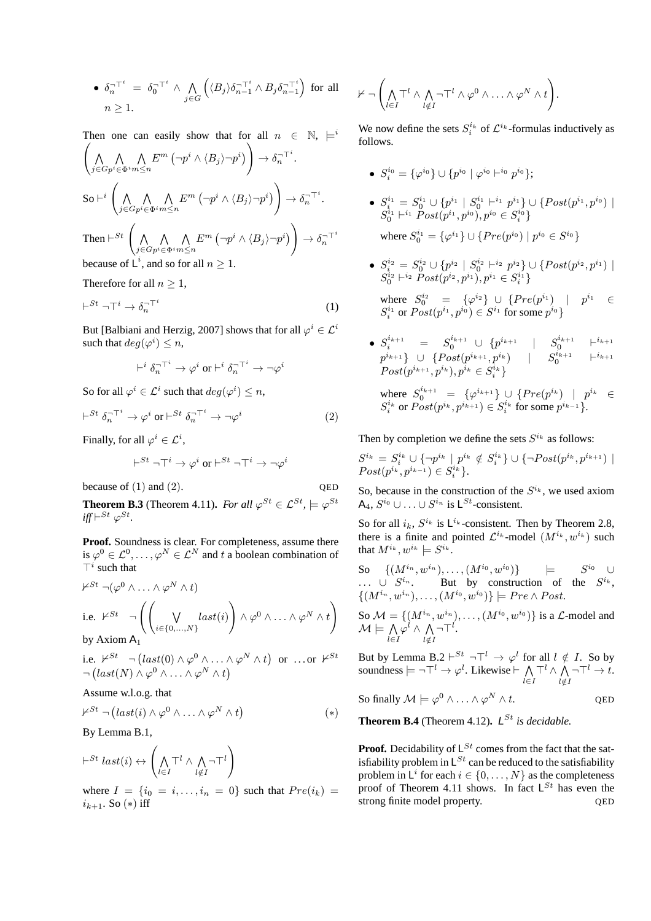- $\delta_n^{\neg\top^i} = \delta_0^{\neg\top^i} \wedge \bigwedge_{j\in G} \left( \langle B_j \rangle \delta_{n-1}^{\neg\top^i} \wedge B_j \delta_{n-1}^{\neg\top^i} \right)$ for all $n \geq 1$.

Then one can easily show that for all $n \in \mathbb{N}$, $\models^i \left( \bigwedge_{j\in G} \bigwedge_{p^i\in\Phi^i} \bigwedge_{m\leq n} E^m \left(\neg p^i \wedge \langle B_j \rangle \neg p^i\right) \right) \rightarrow \delta_n^{\neg\top^i}$.

So $\vdash^i \left( \bigwedge_{j\in G} \bigwedge_{p^i\in\Phi^i} \bigwedge_{m\leq n} E^m \left(\neg p^i \wedge \langle B_j \rangle \neg p^i\right) \right) \rightarrow \delta_n^{\neg\top^i}$.

Then $\vdash^{St} \left( \bigwedge_{j\in G} \bigwedge_{p^i\in\Phi^i} \bigwedge_{m\leq n} E^m \left(\neg p^i \wedge \langle B_j \rangle \neg p^i\right) \right) \rightarrow \delta_n^{\neg\top^i}$ because of $\mathsf{L}^i$, and so for all $n \geq 1$.

Therefore for all $n \geq 1$,

$$\vdash^{St} \neg\top^i \rightarrow \delta_n^{\neg\top^i} \tag{1}$$

But [Balbiani and Herzig, 2007] shows that for all $\varphi^i \in \mathcal{L}^i$ such that $deg(\varphi^i) \leq n$,

$$\vdash^i \delta_n^{\neg\top^i} \rightarrow \varphi^i \text{ or } \vdash^i \delta_n^{\neg\top^i} \rightarrow \neg\varphi^i$$

So for all $\varphi^i \in \mathcal{L}^i$ such that $deg(\varphi^i) \leq n$,

$$\vdash^{St} \delta_n^{\neg\top^i} \rightarrow \varphi^i \text{ or } \vdash^{St} \delta_n^{\neg\top^i} \rightarrow \neg\varphi^i \tag{2}$$

Finally, for all $\varphi^i \in \mathcal{L}^i$,

$$\vdash^{St} \neg\top^i \rightarrow \varphi^i \text{ or } \vdash^{St} \neg\top^i \rightarrow \neg\varphi^i$$

because of $(1)$ and $(2)$. QED

**Theorem B.3** (Theorem 4.11). *For all $\varphi^{St} \in \mathcal{L}^{St}$, $\models \varphi^{St}$ iff $\vdash^{St} \varphi^{St}$.*

**Proof.** Soundness is clear. For completeness, assume there is $\varphi^0 \in \mathcal{L}^0, \ldots, \varphi^N \in \mathcal{L}^N$ and $t$ a boolean combination of $\top^i$ such that

$\nvdash^{St} \neg(\varphi^0 \wedge \ldots \wedge \varphi^N \wedge t)$

i.e. $\nvdash^{St} \neg \left( \left( \bigvee_{i\in\{0,\ldots,N\}} last(i) \right) \wedge \varphi^0 \wedge \ldots \wedge \varphi^N \wedge t \right)$ by Axiom $\mathsf{A}_1$

i.e. $\nvdash^{St} \neg\left(last(0) \wedge \varphi^0 \wedge \ldots \wedge \varphi^N \wedge t\right)$ or $\ldots$ or $\nvdash^{St} \neg\left(last(N) \wedge \varphi^0 \wedge \ldots \wedge \varphi^N \wedge t\right)$

Assume w.l.o.g. that

$$\nvdash^{St} \neg\left(last(i) \wedge \varphi^0 \wedge \ldots \wedge \varphi^N \wedge t\right) \tag{$*$}$$

By Lemma B.1,

$$\vdash^{St} last(i) \leftrightarrow \left( \bigwedge_{l\in I} \top^l \wedge \bigwedge_{l\notin I} \neg\top^l \right)$$

where $I = \{i_0 = i, \ldots, i_n = 0\}$ such that $Pre(i_k) = i_{k+1}$. So $(*)$ iff

$$\nvdash \neg \left( \bigwedge_{l\in I} \top^l \wedge \bigwedge_{l\notin I} \neg\top^l \wedge \varphi^0 \wedge \ldots \wedge \varphi^N \wedge t \right).$$

We now define the sets $S_i^{i_k}$ of $\mathcal{L}^{i_k}$-formulas inductively as follows.

- $S_i^{i_0} = \{\varphi^{i_0}\} \cup \{p^{i_0} \mid \varphi^{i_0} \vdash^{i_0} p^{i_0}\}$;
- $S_i^{i_1} = S_0^{i_1} \cup \{p^{i_1} \mid S_0^{i_1} \vdash^{i_1} p^{i_1}\} \cup \{Post(p^{i_1}, p^{i_0}) \mid S_0^{i_1} \vdash^{i_1} Post(p^{i_1}, p^{i_0}), p^{i_0} \in S_i^{i_0}\}$

  where $S_0^{i_1} = \{\varphi^{i_1}\} \cup \{Pre(p^{i_0}) \mid p^{i_0} \in S^{i_0}\}$
- $S_i^{i_2} = S_0^{i_2} \cup \{p^{i_2} \mid S_0^{i_2} \vdash^{i_2} p^{i_2}\} \cup \{Post(p^{i_2}, p^{i_1}) \mid S_0^{i_2} \vdash^{i_2} Post(p^{i_2}, p^{i_1}), p^{i_1} \in S_i^{i_1}\}$

  where $S_0^{i_2} = \{\varphi^{i_2}\} \cup \{Pre(p^{i_1}) \mid p^{i_1} \in S_i^{i_1} \text{ or } Post(p^{i_1}, p^{i_0}) \in S^{i_1} \text{ for some } p^{i_0}\}$
- $S_i^{i_{k+1}} = S_0^{i_{k+1}} \cup \{p^{i_{k+1}} \mid S_0^{i_{k+1}} \vdash^{i_{k+1}} p^{i_{k+1}}\} \cup \{Post(p^{i_{k+1}}, p^{i_k}) \mid S_0^{i_{k+1}} \vdash^{i_{k+1}} Post(p^{i_{k+1}}, p^{i_k}), p^{i_k} \in S_i^{i_k}\}$

  where $S_0^{i_{k+1}} = \{\varphi^{i_{k+1}}\} \cup \{Pre(p^{i_k}) \mid p^{i_k} \in S_i^{i_k} \text{ or } Post(p^{i_k}, p^{i_{k+1}}) \in S_i^{i_k} \text{ for some } p^{i_{k-1}}\}$.

Then by completion we define the sets $S^{i_k}$ as follows:

$S^{i_k} = S_i^{i_k} \cup \{\neg p^{i_k} \mid p^{i_k} \notin S_i^{i_k}\} \cup \{\neg Post(p^{i_k}, p^{i_{k+1}}) \mid Post(p^{i_k}, p^{i_{k-1}}) \in S_i^{i_k}\}$.

So, because in the construction of the $S^{i_k}$, we used axiom $\mathsf{A}_4$, $S^{i_0} \cup \ldots \cup S^{i_n}$ is $\mathsf{L}^{St}$-consistent.

So for all $i_k$, $S^{i_k}$ is $\mathsf{L}^{i_k}$-consistent. Then by Theorem 2.8, there is a finite and pointed $\mathcal{L}^{i_k}$-model $(M^{i_k}, w^{i_k})$ such that $M^{i_k}, w^{i_k} \models S^{i_k}$.

So $\{(M^{i_n}, w^{i_n}), \ldots, (M^{i_0}, w^{i_0})\} \models S^{i_0} \cup \ldots \cup S^{i_n}$. But by construction of the $S^{i_k}$, $\{(M^{i_n}, w^{i_n}), \ldots, (M^{i_0}, w^{i_0})\} \models Pre \wedge Post$.

So $\mathcal{M} = \{(M^{i_n}, w^{i_n}), \ldots, (M^{i_0}, w^{i_0})\}$ is a $\mathcal{L}$-model and $\mathcal{M} \models \bigwedge_{l\in I} \varphi^l \wedge \bigwedge_{l\notin I} \neg\top^l$.

But by Lemma B.2 $\vdash^{St} \neg\top^l \rightarrow \varphi^l$ for all $l \notin I$. So by soundness $\models \neg\top^l \rightarrow \varphi^l$. Likewise $\vdash \bigwedge_{l\in I} \top^l \wedge \bigwedge_{l\notin I} \neg\top^l \rightarrow t$.

So finally $\mathcal{M} \models \varphi^0 \wedge \ldots \wedge \varphi^N \wedge t$. QED

**Theorem B.4** (Theorem 4.12). *$\mathsf{L}^{St}$ is decidable.*

**Proof.** Decidability of $\mathsf{L}^{St}$ comes from the fact that the satisfiability problem in $\mathsf{L}^{St}$ can be reduced to the satisfiability problem in $\mathsf{L}^i$ for each $i \in \{0, \ldots, N\}$ as the completeness proof of Theorem 4.11 shows. In fact $\mathsf{L}^{St}$ has even the strong finite model property. QED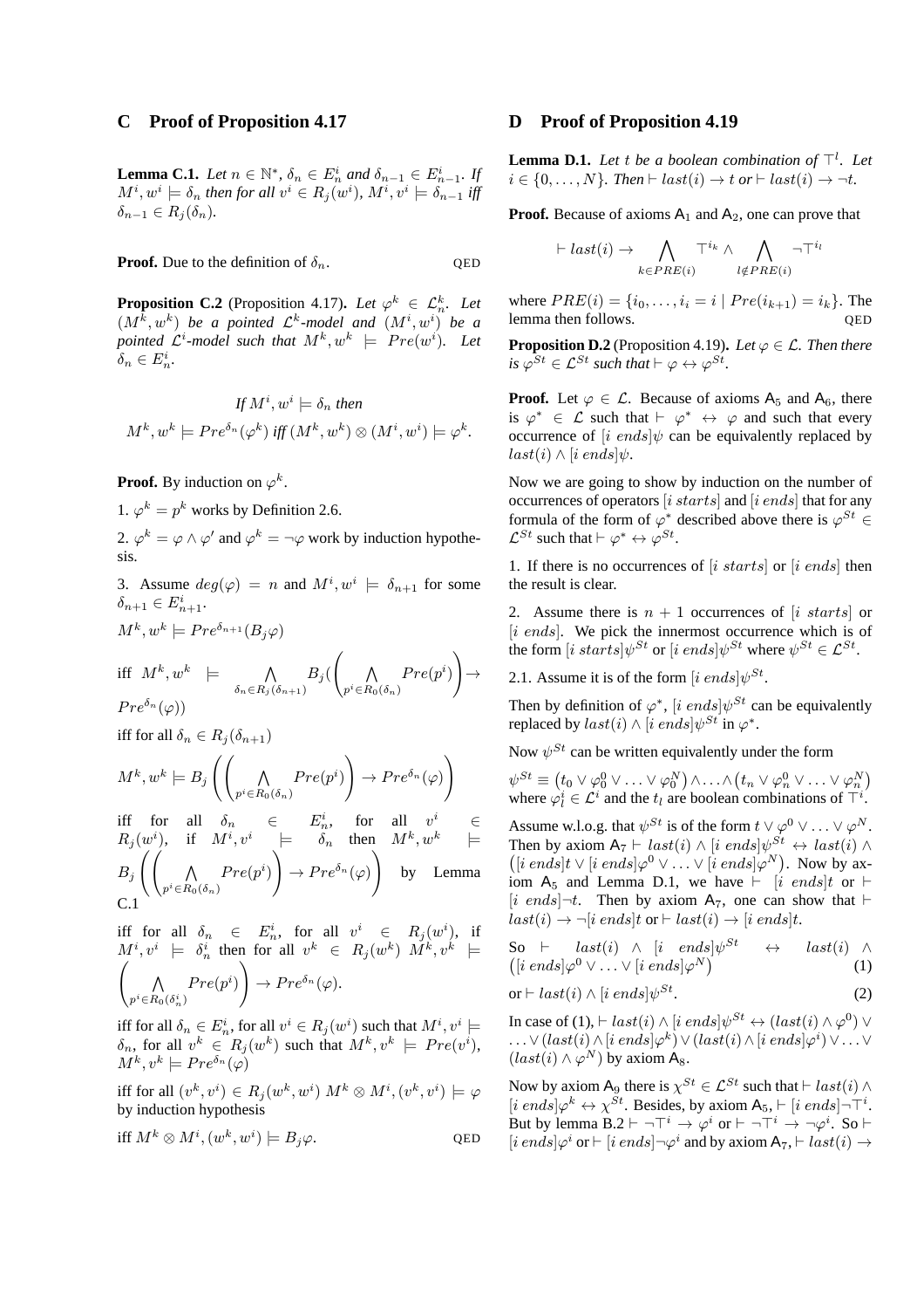## C Proof of Proposition 4.17

**Lemma C.1.** *Let $n \in \mathbb{N}^*$, $\delta_n \in E^i_n$ and $\delta_{n-1} \in E^i_{n-1}$. If $M^i, w^i \models \delta_n$ then for all $v^i \in R_j(w^i)$, $M^i, v^i \models \delta_{n-1}$ iff $\delta_{n-1} \in R_j(\delta_n)$.*

**Proof.** Due to the definition of $\delta_n$. QED

**Proposition C.2** (Proposition 4.17)**.** *Let $\varphi^k \in \mathcal{L}^k_n$. Let $(M^k, w^k)$ be a pointed $\mathcal{L}^k$-model and $(M^i, w^i)$ be a pointed $\mathcal{L}^i$-model such that $M^k, w^k \models Pre(w^i)$. Let $\delta_n \in E^i_n$.*

$$\text{If } M^i, w^i \models \delta_n \text{ then}$$
$$M^k, w^k \models Pre^{\delta_n}(\varphi^k) \text{ iff } (M^k, w^k) \otimes (M^i, w^i) \models \varphi^k.$$

**Proof.** By induction on $\varphi^k$.

1. $\varphi^k = p^k$ works by Definition 2.6.

2. $\varphi^k = \varphi \wedge \varphi'$ and $\varphi^k = \neg\varphi$ work by induction hypothesis.

3. Assume $deg(\varphi) = n$ and $M^i, w^i \models \delta_{n+1}$ for some $\delta_{n+1} \in E^i_{n+1}$.

$M^k, w^k \models Pre^{\delta_{n+1}}(B_j\varphi)$

iff $M^k, w^k \models \bigwedge_{\delta_n \in R_j(\delta_{n+1})} B_j(\left(\bigwedge_{p^i \in R_0(\delta_n)} Pre(p^i)\right) \rightarrow Pre^{\delta_n}(\varphi))$

iff for all $\delta_n \in R_j(\delta_{n+1})$

$M^k, w^k \models B_j\left(\left(\bigwedge_{p^i \in R_0(\delta_n)} Pre(p^i)\right) \rightarrow Pre^{\delta_n}(\varphi)\right)$

iff for all $\delta_n \in E^i_n$, for all $v^i \in R_j(w^i)$, if $M^i, v^i \models \delta_n$ then $M^k, w^k \models B_j\left(\left(\bigwedge_{p^i \in R_0(\delta_n)} Pre(p^i)\right) \rightarrow Pre^{\delta_n}(\varphi)\right)$ by Lemma C.1

iff for all $\delta_n \in E^i_n$, for all $v^i \in R_j(w^i)$, if $M^i, v^i \models \delta^i_n$ then for all $v^k \in R_j(w^k)$ $M^k, v^k \models \left(\bigwedge_{p^i \in R_0(\delta^i_n)} Pre(p^i)\right) \rightarrow Pre^{\delta_n}(\varphi)$.

iff for all $\delta_n \in E^i_n$, for all $v^i \in R_j(w^i)$ such that $M^i, v^i \models \delta_n$, for all $v^k \in R_j(w^k)$ such that $M^k, v^k \models Pre(v^i)$, $M^k, v^k \models Pre^{\delta_n}(\varphi)$

iff for all $(v^k, v^i) \in R_j(w^k, w^i)$ $M^k \otimes M^i, (v^k, v^i) \models \varphi$ by induction hypothesis

iff $M^k \otimes M^i, (w^k, w^i) \models B_j\varphi$. QED

## D Proof of Proposition 4.19

**Lemma D.1.** *Let $t$ be a boolean combination of $\top^l$. Let $i \in \{0, \ldots, N\}$. Then $\vdash last(i) \rightarrow t$ or $\vdash last(i) \rightarrow \neg t$.*

**Proof.** Because of axioms $\mathsf{A}_1$ and $\mathsf{A}_2$, one can prove that

$$\vdash last(i) \rightarrow \bigwedge_{k \in PRE(i)} \top^{i_k} \wedge \bigwedge_{l \notin PRE(i)} \neg\top^{i_l}$$

where $PRE(i) = \{i_0, \ldots, i_i = i \mid Pre(i_{k+1}) = i_k\}$. The lemma then follows. QED

**Proposition D.2** (Proposition 4.19)**.** *Let $\varphi \in \mathcal{L}$. Then there is $\varphi^{St} \in \mathcal{L}^{St}$ such that $\vdash \varphi \leftrightarrow \varphi^{St}$.*

**Proof.** Let $\varphi \in \mathcal{L}$. Because of axioms $\mathsf{A}_5$ and $\mathsf{A}_6$, there is $\varphi^* \in \mathcal{L}$ such that $\vdash \varphi^* \leftrightarrow \varphi$ and such that every occurrence of $[i\ ends]\psi$ can be equivalently replaced by $last(i) \wedge [i\ ends]\psi$.

Now we are going to show by induction on the number of occurrences of operators $[i\ starts]$ and $[i\ ends]$ that for any formula of the form of $\varphi^*$ described above there is $\varphi^{St} \in \mathcal{L}^{St}$ such that $\vdash \varphi^* \leftrightarrow \varphi^{St}$.

1. If there is no occurrences of $[i\ starts]$ or $[i\ ends]$ then the result is clear.

2. Assume there is $n+1$ occurrences of $[i\ starts]$ or $[i\ ends]$. We pick the innermost occurrence which is of the form $[i\ starts]\psi^{St}$ or $[i\ ends]\psi^{St}$ where $\psi^{St} \in \mathcal{L}^{St}$.

2.1. Assume it is of the form $[i\ ends]\psi^{St}$.

Then by definition of $\varphi^*$, $[i\ ends]\psi^{St}$ can be equivalently replaced by $last(i) \wedge [i\ ends]\psi^{St}$ in $\varphi^*$.

Now $\psi^{St}$ can be written equivalently under the form

$\psi^{St} \equiv \left(t_0 \vee \varphi^0_0 \vee \ldots \vee \varphi^N_0\right) \wedge \ldots \wedge \left(t_n \vee \varphi^0_n \vee \ldots \vee \varphi^N_n\right)$ where $\varphi^i_l \in \mathcal{L}^i$ and the $t_l$ are boolean combinations of $\top^i$.

Assume w.l.o.g. that $\psi^{St}$ is of the form $t \vee \varphi^0 \vee \ldots \vee \varphi^N$. Then by axiom $\mathsf{A}_7 \vdash last(i) \wedge [i\ ends]\psi^{St} \leftrightarrow last(i) \wedge \left([i\ ends]t \vee [i\ ends]\varphi^0 \vee \ldots \vee [i\ ends]\varphi^N\right)$. Now by axiom $\mathsf{A}_5$ and Lemma D.1, we have $\vdash [i\ ends]t$ or $\vdash [i\ ends]\neg t$. Then by axiom $\mathsf{A}_7$, one can show that $\vdash last(i) \rightarrow \neg[i\ ends]t$ or $\vdash last(i) \rightarrow [i\ ends]t$.

So $\vdash last(i) \wedge [i\ ends]\psi^{St} \leftrightarrow last(i) \wedge \left([i\ ends]\varphi^0 \vee \ldots \vee [i\ ends]\varphi^N\right)$ (1)

or $\vdash last(i) \wedge [i\ ends]\psi^{St}$. (2)

In case of (1), $\vdash last(i) \wedge [i\ ends]\psi^{St} \leftrightarrow (last(i) \wedge \varphi^0) \vee \ldots \vee (last(i) \wedge [i\ ends]\varphi^k) \vee (last(i) \wedge [i\ ends]\varphi^i) \vee \ldots \vee (last(i) \wedge \varphi^N)$ by axiom $\mathsf{A}_8$.

Now by axiom $\mathsf{A}_9$ there is $\chi^{St} \in \mathcal{L}^{St}$ such that $\vdash last(i) \wedge [i\ ends]\varphi^k \leftrightarrow \chi^{St}$. Besides, by axiom $\mathsf{A}_5$, $\vdash [i\ ends]\neg\top^i$. But by lemma B.2 $\vdash \neg\top^i \rightarrow \varphi^i$ or $\vdash \neg\top^i \rightarrow \neg\varphi^i$. So $\vdash [i\ ends]\varphi^i$ or $\vdash [i\ ends]\neg\varphi^i$ and by axiom $\mathsf{A}_7$, $\vdash last(i) \rightarrow$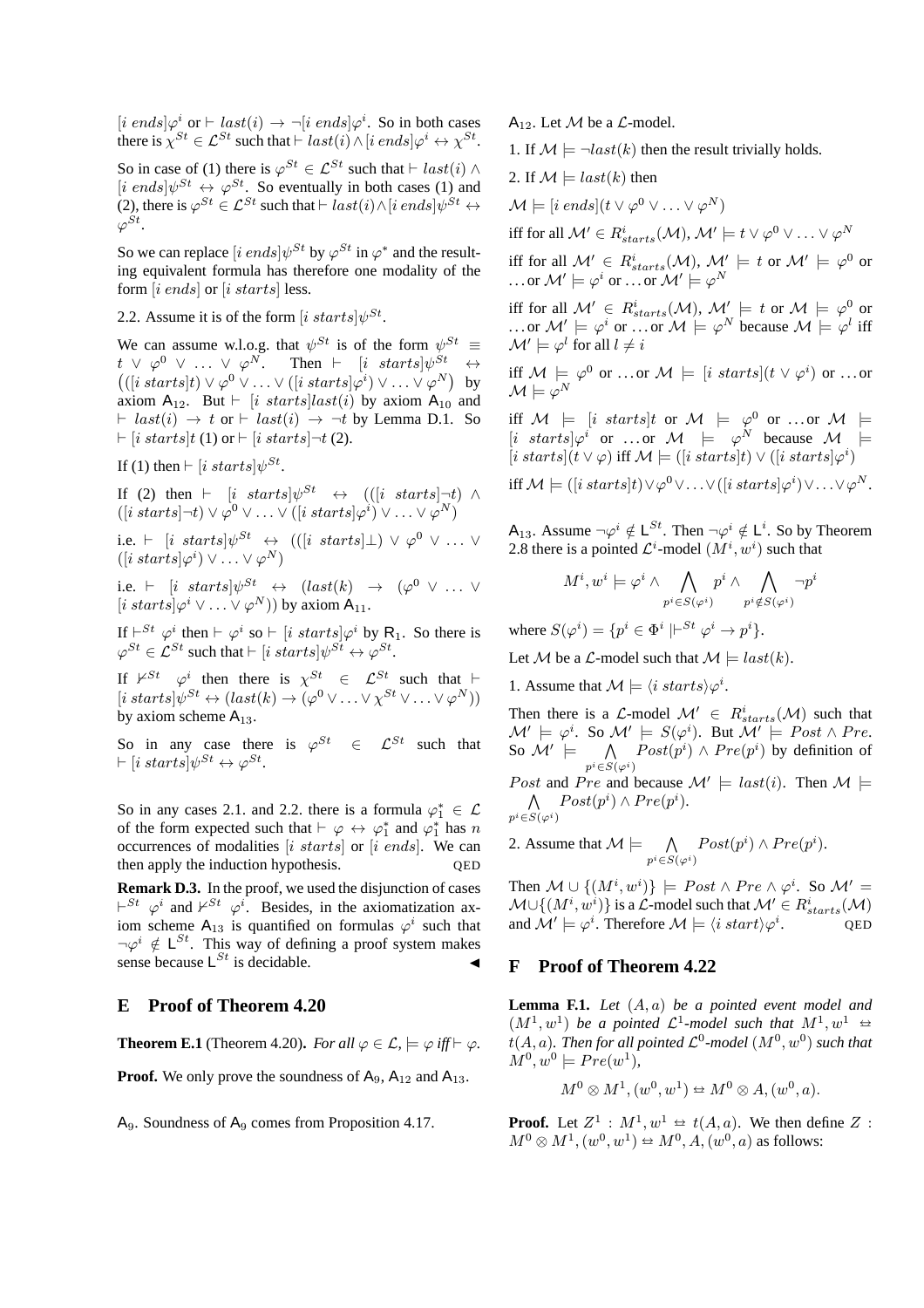$[i\ ends]\varphi^i$ or $\vdash last(i) \rightarrow \neg[i\ ends]\varphi^i$. So in both cases there is $\chi^{St} \in \mathcal{L}^{St}$ such that $\vdash last(i) \wedge [i\ ends]\varphi^i \leftrightarrow \chi^{St}$.

So in case of (1) there is $\varphi^{St} \in \mathcal{L}^{St}$ such that $\vdash last(i) \wedge [i\ ends]\psi^{St} \leftrightarrow \varphi^{St}$. So eventually in both cases (1) and (2), there is $\varphi^{St} \in \mathcal{L}^{St}$ such that $\vdash last(i) \wedge [i\ ends]\psi^{St} \leftrightarrow \varphi^{St}$.

So we can replace $[i\ ends]\psi^{St}$ by $\varphi^{St}$ in $\varphi^*$ and the resulting equivalent formula has therefore one modality of the form $[i\ ends]$ or $[i\ starts]$ less.

2.2. Assume it is of the form $[i\ starts]\psi^{St}$.

We can assume w.l.o.g. that $\psi^{St}$ is of the form $\psi^{St} \equiv t \vee \varphi^0 \vee \ldots \vee \varphi^N$. Then $\vdash [i\ starts]\psi^{St} \leftrightarrow \big(([i\ starts]t) \vee \varphi^0 \vee \ldots \vee ([i\ starts]\varphi^i) \vee \ldots \vee \varphi^N\big)$ by axiom $\mathsf{A}_{12}$. But $\vdash [i\ starts]last(i)$ by axiom $\mathsf{A}_{10}$ and $\vdash last(i) \rightarrow t$ or $\vdash last(i) \rightarrow \neg t$ by Lemma D.1. So $\vdash [i\ starts]t$ (1) or $\vdash [i\ starts]\neg t$ (2).

If (1) then $\vdash [i\ starts]\psi^{St}$.

If (2) then $\vdash [i\ starts]\psi^{St} \leftrightarrow (([i\ starts]\neg t) \wedge ([i\ starts]\neg t) \vee \varphi^0 \vee \ldots \vee ([i\ starts]\varphi^i) \vee \ldots \vee \varphi^N)$

i.e. $\vdash [i\ starts]\psi^{St} \leftrightarrow (([i\ starts]\bot) \vee \varphi^0 \vee \ldots \vee ([i\ starts]\varphi^i) \vee \ldots \vee \varphi^N)$

i.e. $\vdash [i\ starts]\psi^{St} \leftrightarrow (last(k) \rightarrow (\varphi^0 \vee \ldots \vee [i\ starts]\varphi^i \vee \ldots \vee \varphi^N))$ by axiom $\mathsf{A}_{11}$.

If $\vdash^{St} \varphi^i$ then $\vdash \varphi^i$ so $\vdash [i\ starts]\varphi^i$ by $\mathsf{R}_1$. So there is $\varphi^{St} \in \mathcal{L}^{St}$ such that $\vdash [i\ starts]\psi^{St} \leftrightarrow \varphi^{St}$.

If $\nvdash^{St} \varphi^i$ then there is $\chi^{St} \in \mathcal{L}^{St}$ such that $\vdash [i\ starts]\psi^{St} \leftrightarrow (last(k) \rightarrow (\varphi^0 \vee \ldots \vee \chi^{St} \vee \ldots \vee \varphi^N))$ by axiom scheme $\mathsf{A}_{13}$.

So in any case there is $\varphi^{St} \in \mathcal{L}^{St}$ such that $\vdash [i\ starts]\psi^{St} \leftrightarrow \varphi^{St}$.

So in any cases 2.1. and 2.2. there is a formula $\varphi_1^* \in \mathcal{L}$ of the form expected such that $\vdash \varphi \leftrightarrow \varphi_1^*$ and $\varphi_1^*$ has $n$ occurrences of modalities $[i\ starts]$ or $[i\ ends]$. We can then apply the induction hypothesis. QED

**Remark D.3.** In the proof, we used the disjunction of cases $\vdash^{St} \varphi^i$ and $\nvdash^{St} \varphi^i$. Besides, in the axiomatization axiom scheme $\mathsf{A}_{13}$ is quantified on formulas $\varphi^i$ such that $\neg\varphi^i \notin \mathsf{L}^{St}$. This way of defining a proof system makes sense because $\mathsf{L}^{St}$ is decidable. ◀

# E Proof of Theorem 4.20

**Theorem E.1** (Theorem 4.20)**.** *For all $\varphi \in \mathcal{L}$, $\models \varphi$ iff $\vdash \varphi$.*

**Proof.** We only prove the soundness of $\mathsf{A}_9$, $\mathsf{A}_{12}$ and $\mathsf{A}_{13}$.

$\mathsf{A}_9$. Soundness of $\mathsf{A}_9$ comes from Proposition 4.17.

$\mathsf{A}_{12}$. Let $\mathcal{M}$ be a $\mathcal{L}$-model.

1. If $\mathcal{M} \models \neg last(k)$ then the result trivially holds.

2. If $\mathcal{M} \models last(k)$ then

$\mathcal{M} \models [i\ ends](t \vee \varphi^0 \vee \ldots \vee \varphi^N)$

iff for all $\mathcal{M}' \in R^i_{starts}(\mathcal{M})$, $\mathcal{M}' \models t \vee \varphi^0 \vee \ldots \vee \varphi^N$

iff for all $\mathcal{M}' \in R^i_{starts}(\mathcal{M})$, $\mathcal{M}' \models t$ or $\mathcal{M}' \models \varphi^0$ or $\ldots$ or $\mathcal{M}' \models \varphi^i$ or $\ldots$ or $\mathcal{M}' \models \varphi^N$

iff for all $\mathcal{M}' \in R^i_{starts}(\mathcal{M})$, $\mathcal{M}' \models t$ or $\mathcal{M} \models \varphi^0$ or $\ldots$ or $\mathcal{M}' \models \varphi^i$ or $\ldots$ or $\mathcal{M} \models \varphi^N$ because $\mathcal{M} \models \varphi^l$ iff $\mathcal{M}' \models \varphi^l$ for all $l \neq i$

iff $\mathcal{M} \models \varphi^0$ or $\ldots$ or $\mathcal{M} \models [i\ starts](t \vee \varphi^i)$ or $\ldots$ or $\mathcal{M} \models \varphi^N$

iff $\mathcal{M} \models [i\ starts]t$ or $\mathcal{M} \models \varphi^0$ or $\ldots$ or $\mathcal{M} \models [i\ starts]\varphi^i$ or $\ldots$ or $\mathcal{M} \models \varphi^N$ because $\mathcal{M} \models [i\ starts](t \vee \varphi)$ iff $\mathcal{M} \models ([i\ starts]t) \vee ([i\ starts]\varphi^i)$

iff $\mathcal{M} \models ([i\ starts]t) \vee \varphi^0 \vee \ldots \vee ([i\ starts]\varphi^i) \vee \ldots \vee \varphi^N$.

$\mathsf{A}_{13}$. Assume $\neg\varphi^i \notin \mathsf{L}^{St}$. Then $\neg\varphi^i \notin \mathsf{L}^i$. So by Theorem 2.8 there is a pointed $\mathcal{L}^i$-model $(M^i, w^i)$ such that

$$M^i, w^i \models \varphi^i \wedge \bigwedge_{p^i \in S(\varphi^i)} p^i \wedge \bigwedge_{p^i \notin S(\varphi^i)} \neg p^i$$

where $S(\varphi^i) = \{p^i \in \Phi^i \mid \vdash^{St} \varphi^i \rightarrow p^i\}$.

Let $\mathcal{M}$ be a $\mathcal{L}$-model such that $\mathcal{M} \models last(k)$.

1. Assume that $\mathcal{M} \models \langle i\ starts\rangle\varphi^i$.

Then there is a $\mathcal{L}$-model $\mathcal{M}' \in R^i_{starts}(\mathcal{M})$ such that $\mathcal{M}' \models \varphi^i$. So $\mathcal{M}' \models S(\varphi^i)$. But $\mathcal{M}' \models Post \wedge Pre$. So $\mathcal{M}' \models \bigwedge_{p^i \in S(\varphi^i)} Post(p^i) \wedge Pre(p^i)$ by definition of $Post$ and $Pre$ and because $\mathcal{M}' \models last(i)$. Then $\mathcal{M} \models \bigwedge_{p^i \in S(\varphi^i)} Post(p^i) \wedge Pre(p^i)$.

2. Assume that $\mathcal{M} \models \bigwedge_{p^i \in S(\varphi^i)} Post(p^i) \wedge Pre(p^i)$.

Then $\mathcal{M} \cup \{(M^i, w^i)\} \models Post \wedge Pre \wedge \varphi^i$. So $\mathcal{M}' = \mathcal{M} \cup \{(M^i, w^i)\}$ is a $\mathcal{L}$-model such that $\mathcal{M}' \in R^i_{starts}(\mathcal{M})$ and $\mathcal{M}' \models \varphi^i$. Therefore $\mathcal{M} \models \langle i\ start\rangle\varphi^i$. QED

# F Proof of Theorem 4.22

**Lemma F.1.** *Let $(A, a)$ be a pointed event model and $(M^1, w^1)$ be a pointed $\mathcal{L}^1$-model such that $M^1, w^1 \leftrightarrows t(A, a)$. Then for all pointed $\mathcal{L}^0$-model $(M^0, w^0)$ such that $M^0, w^0 \models Pre(w^1)$,*

$$M^0 \otimes M^1, (w^0, w^1) \leftrightarrows M^0 \otimes A, (w^0, a).$$

**Proof.** Let $Z^1 : M^1, w^1 \leftrightarrows t(A, a)$. We then define $Z : M^0 \otimes M^1, (w^0, w^1) \leftrightarrows M^0, A, (w^0, a)$ as follows: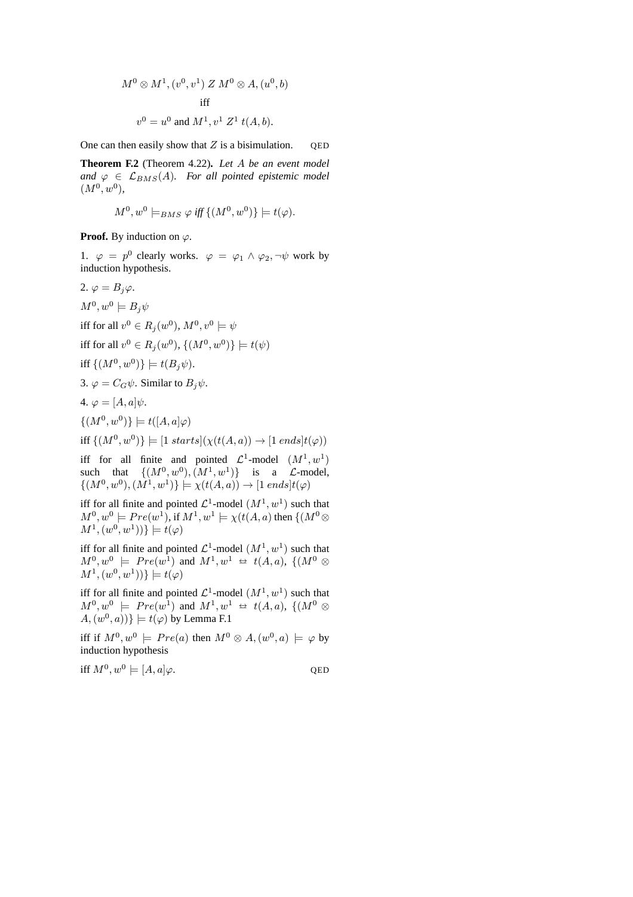$$M^0 \otimes M^1, (v^0, v^1) \; Z \; M^0 \otimes A, (u^0, b)$$

iff

$$v^0 = u^0 \text{ and } M^1, v^1 \; Z^1 \; t(A, b).$$

One can then easily show that $Z$ is a bisimulation. QED

**Theorem F.2** (Theorem 4.22)**.** *Let $A$ be an event model and $\varphi \in \mathcal{L}_{BMS}(A)$. For all pointed epistemic model $(M^0, w^0)$,*

$$M^0, w^0 \models_{BMS} \varphi \textit{ iff } \{(M^0, w^0)\} \models t(\varphi).$$

**Proof.** By induction on $\varphi$.

1. $\varphi = p^0$ clearly works. $\varphi = \varphi_1 \wedge \varphi_2, \neg\psi$ work by induction hypothesis.

2. $\varphi = B_j\varphi$.

$M^0, w^0 \models B_j\psi$

iff for all $v^0 \in R_j(w^0)$, $M^0, v^0 \models \psi$

iff for all $v^0 \in R_j(w^0)$, $\{(M^0, w^0)\} \models t(\psi)$

iff $\{(M^0, w^0)\} \models t(B_j\psi)$.

3. $\varphi = C_G\psi$. Similar to $B_j\psi$.

4. $\varphi = [A, a]\psi$.

$\{(M^0, w^0)\} \models t([A, a]\varphi)$

iff $\{(M^0, w^0)\} \models [1\ starts](\chi(t(A, a)) \rightarrow [1\ ends]t(\varphi))$

iff for all finite and pointed $\mathcal{L}^1$-model $(M^1, w^1)$ such that $\{(M^0, w^0), (M^1, w^1)\}$ is a $\mathcal{L}$-model, $\{(M^0, w^0), (M^1, w^1)\} \models \chi(t(A, a)) \rightarrow [1\ ends]t(\varphi)$

iff for all finite and pointed $\mathcal{L}^1$-model $(M^1, w^1)$ such that $M^0, w^0 \models Pre(w^1)$, if $M^1, w^1 \models \chi(t(A, a)$ then $\{(M^0 \otimes M^1, (w^0, w^1))\} \models t(\varphi)$

iff for all finite and pointed $\mathcal{L}^1$-model $(M^1, w^1)$ such that $M^0, w^0 \models Pre(w^1)$ and $M^1, w^1 \leftrightarrows t(A, a)$, $\{(M^0 \otimes M^1, (w^0, w^1))\} \models t(\varphi)$

iff for all finite and pointed $\mathcal{L}^1$-model $(M^1, w^1)$ such that $M^0, w^0 \models Pre(w^1)$ and $M^1, w^1 \leftrightarrows t(A, a)$, $\{(M^0 \otimes A, (w^0, a))\} \models t(\varphi)$ by Lemma F.1

iff if $M^0, w^0 \models Pre(a)$ then $M^0 \otimes A, (w^0, a) \models \varphi$ by induction hypothesis

iff $M^0, w^0 \models [A, a]\varphi$. QED